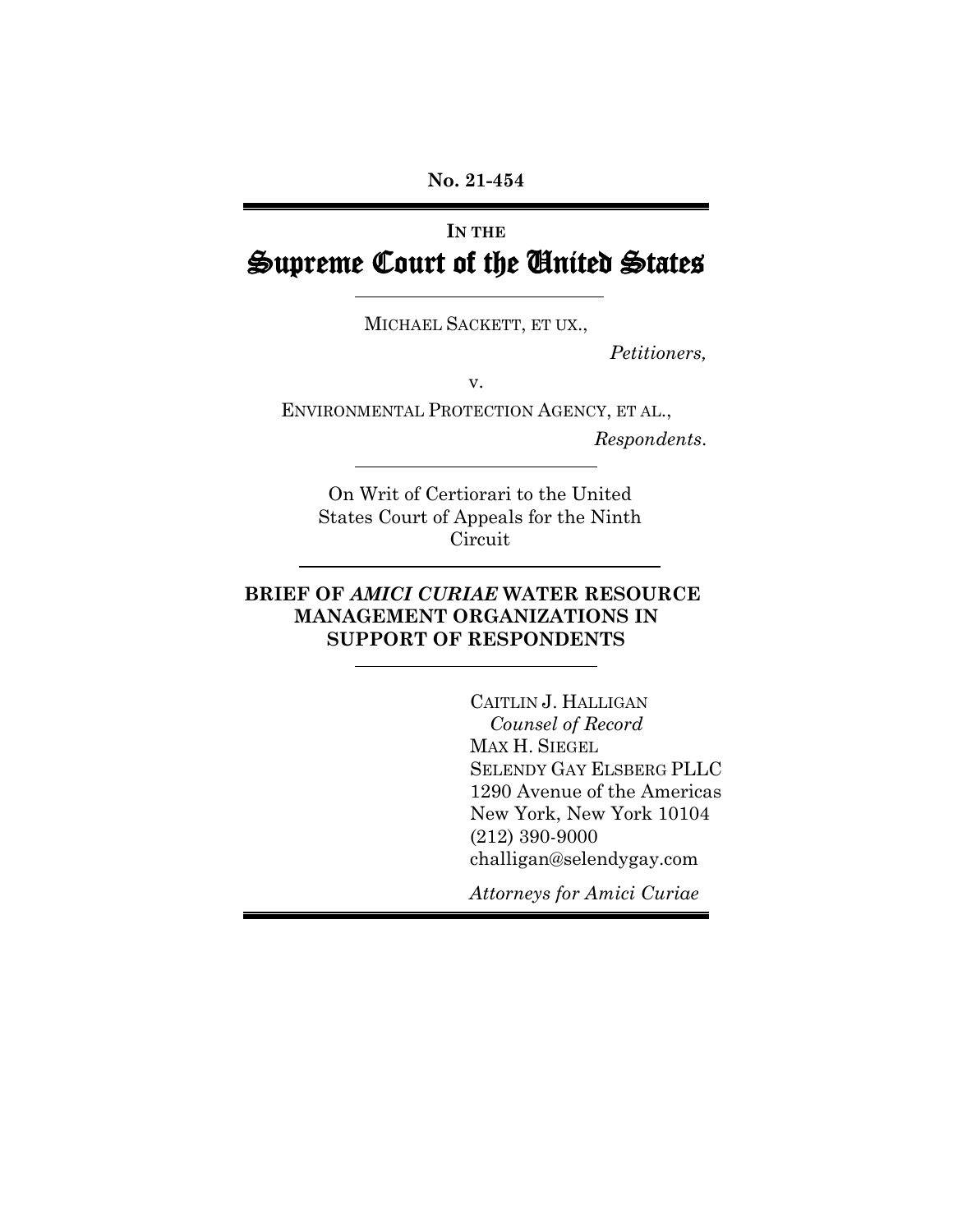**No. 21-454**

---

**IN THE**

# Supreme Court of the United States

---

MICHAEL SACKETT, ET UX.,

*Petitioners,*

v.

ENVIRONMENTAL PROTECTION AGENCY, ET AL.,

*Respondents.*

---

On Writ of Certiorari to the United States Court of Appeals for the Ninth Circuit

---

**BRIEF OF *AMICI CURIAE* WATER RESOURCE MANAGEMENT ORGANIZATIONS IN SUPPORT OF RESPONDENTS**

---

CAITLIN J. HALLIGAN
*Counsel of Record*
MAX H. SIEGEL
SELENDY GAY ELSBERG PLLC
1290 Avenue of the Americas
New York, New York 10104
(212) 390-9000
challigan@selendygay.com

*Attorneys for Amici Curiae*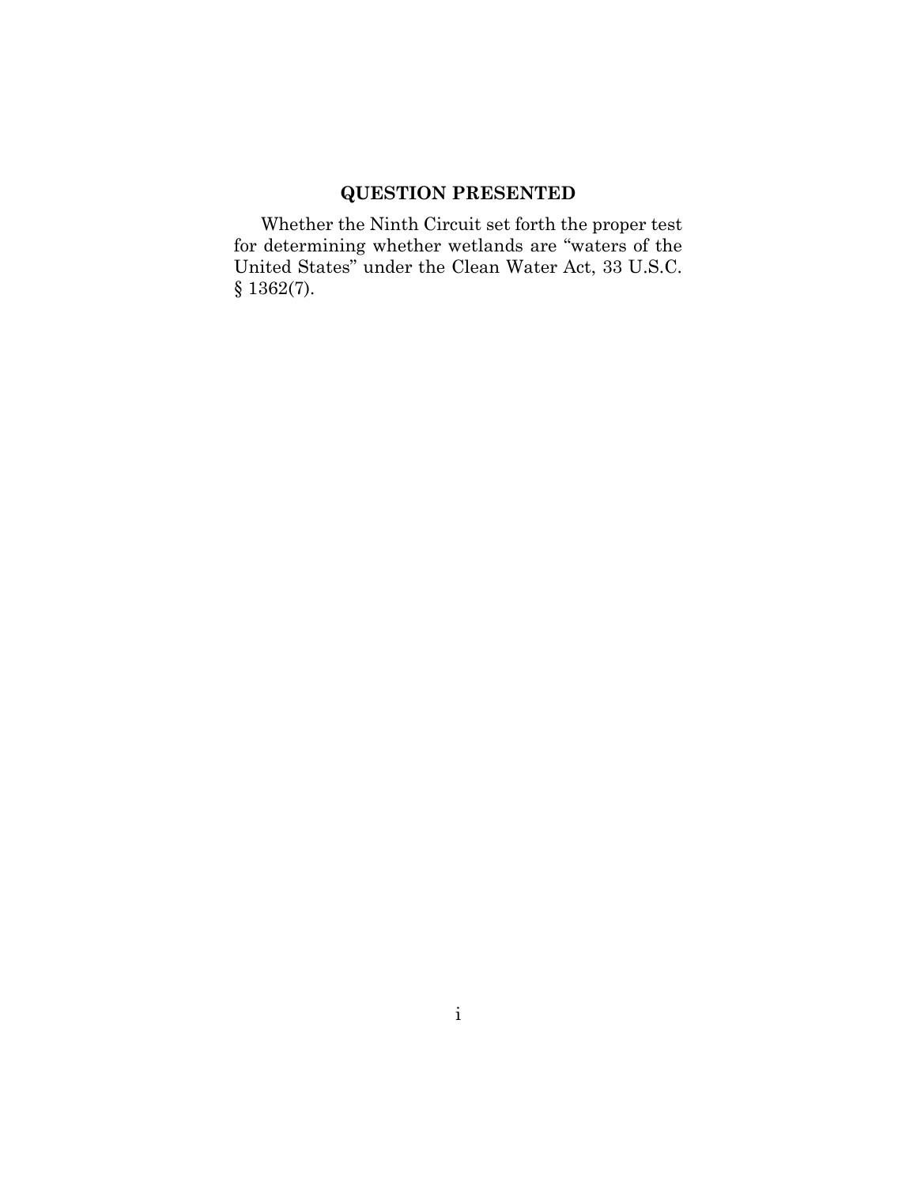## QUESTION PRESENTED

Whether the Ninth Circuit set forth the proper test for determining whether wetlands are "waters of the United States" under the Clean Water Act, 33 U.S.C. § 1362(7).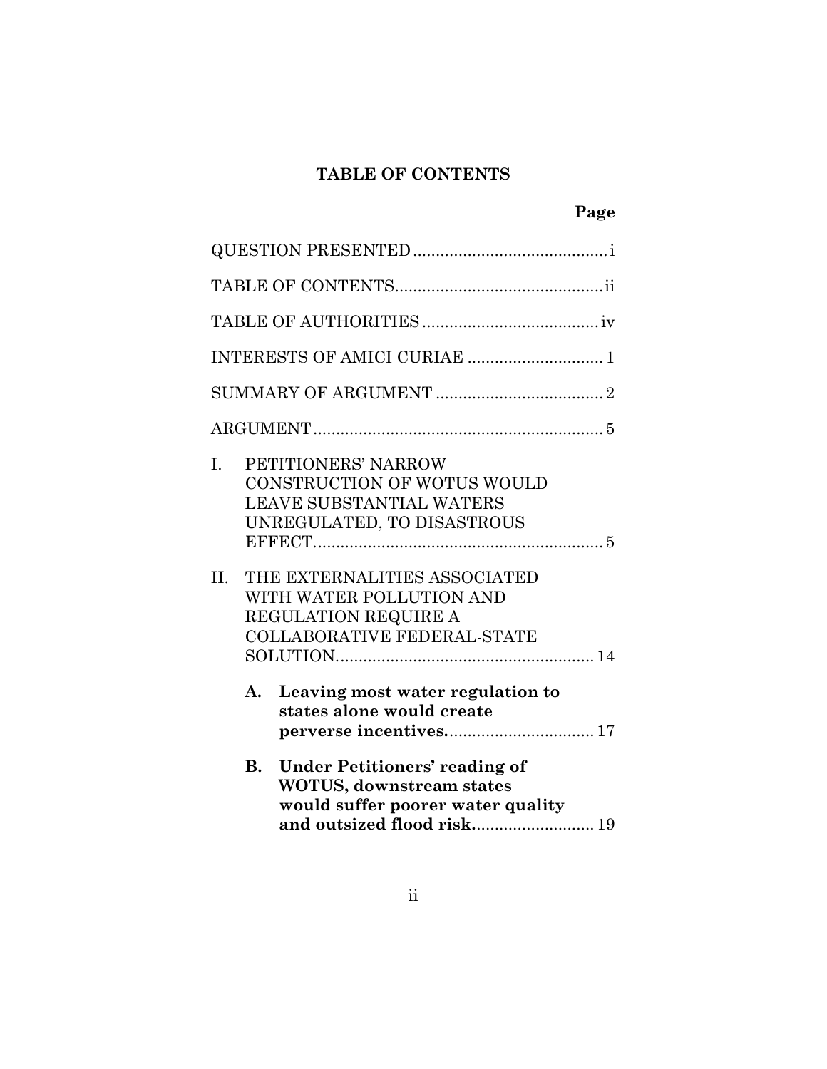## TABLE OF CONTENTS

| | Page |
|---|---|
| QUESTION PRESENTED | i |
| TABLE OF CONTENTS | ii |
| TABLE OF AUTHORITIES | iv |
| INTERESTS OF AMICI CURIAE | 1 |
| SUMMARY OF ARGUMENT | 2 |
| ARGUMENT | 5 |
| I. PETITIONERS' NARROW CONSTRUCTION OF WOTUS WOULD LEAVE SUBSTANTIAL WATERS UNREGULATED, TO DISASTROUS EFFECT | 5 |
| II. THE EXTERNALITIES ASSOCIATED WITH WATER POLLUTION AND REGULATION REQUIRE A COLLABORATIVE FEDERAL-STATE SOLUTION | 14 |
| **A. Leaving most water regulation to states alone would create perverse incentives.** | 17 |
| **B. Under Petitioners' reading of WOTUS, downstream states would suffer poorer water quality and outsized flood risk.** | 19 |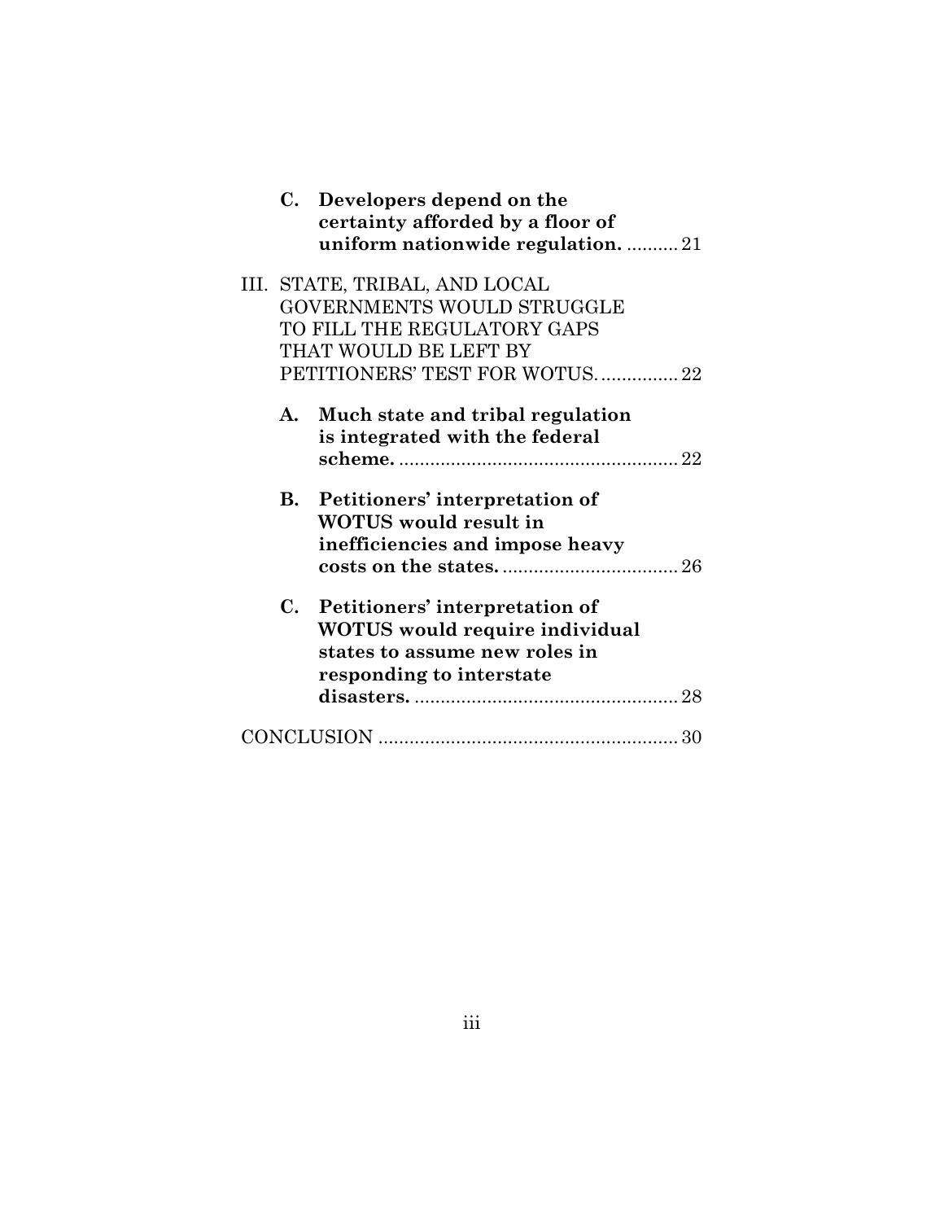C. **Developers depend on the certainty afforded by a floor of uniform nationwide regulation.** .......... 21

III. STATE, TRIBAL, AND LOCAL GOVERNMENTS WOULD STRUGGLE TO FILL THE REGULATORY GAPS THAT WOULD BE LEFT BY PETITIONERS' TEST FOR WOTUS. ............... 22

A. **Much state and tribal regulation is integrated with the federal scheme.** ...................................................... 22

B. **Petitioners' interpretation of WOTUS would result in inefficiencies and impose heavy costs on the states.** .................................. 26

C. **Petitioners' interpretation of WOTUS would require individual states to assume new roles in responding to interstate disasters.** ................................................... 28

CONCLUSION .......................................................... 30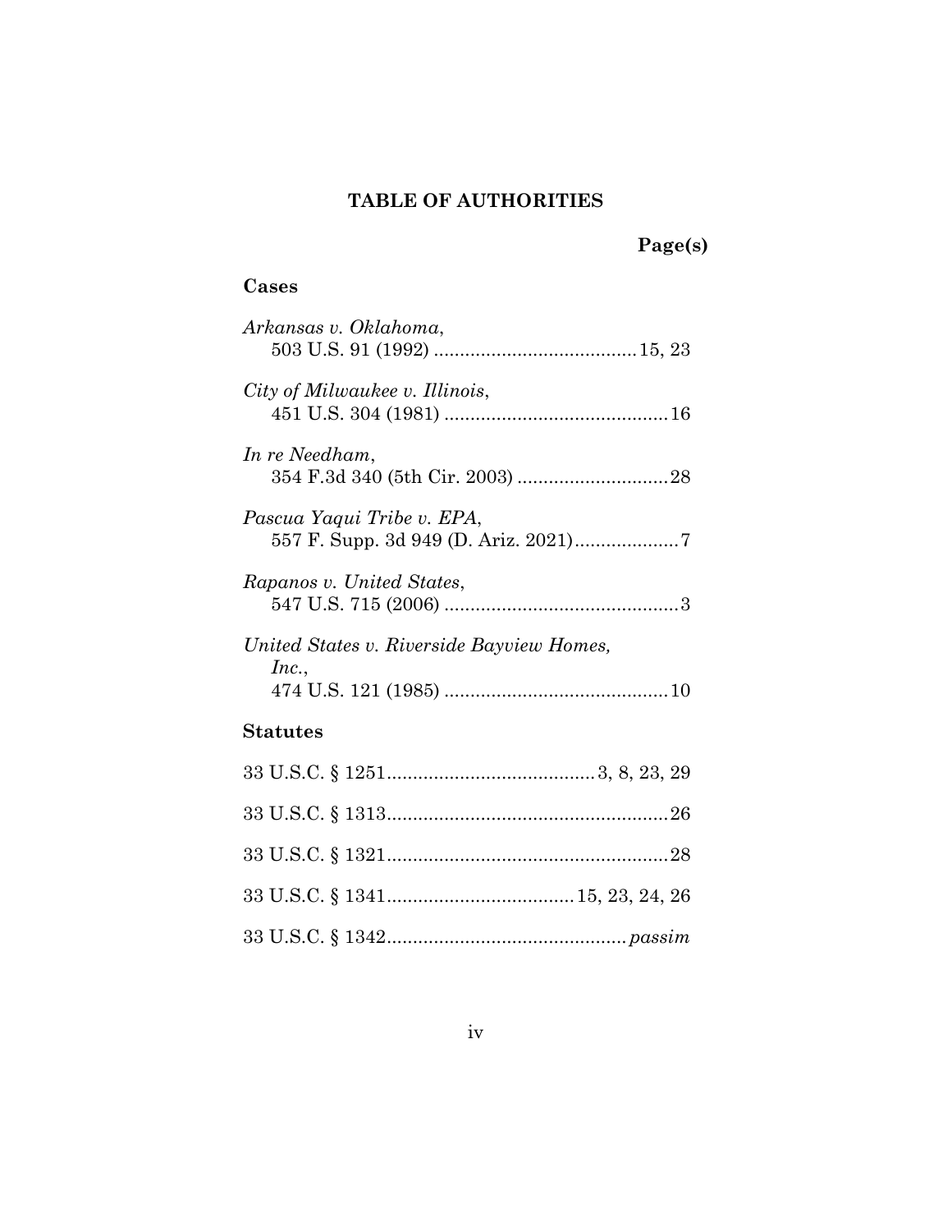# TABLE OF AUTHORITIES

**Page(s)**

## Cases

*Arkansas v. Oklahoma*,
503 U.S. 91 (1992) ....................................... 15, 23

*City of Milwaukee v. Illinois*,
451 U.S. 304 (1981) ........................................... 16

*In re Needham*,
354 F.3d 340 (5th Cir. 2003) ............................. 28

*Pascua Yaqui Tribe v. EPA*,
557 F. Supp. 3d 949 (D. Ariz. 2021).................... 7

*Rapanos v. United States*,
547 U.S. 715 (2006) ............................................. 3

*United States v. Riverside Bayview Homes, Inc.*,
474 U.S. 121 (1985) ........................................... 10

## Statutes

33 U.S.C. § 1251........................................ 3, 8, 23, 29

33 U.S.C. § 1313...................................................... 26

33 U.S.C. § 1321...................................................... 28

33 U.S.C. § 1341.................................... 15, 23, 24, 26

33 U.S.C. § 1342.............................................. *passim*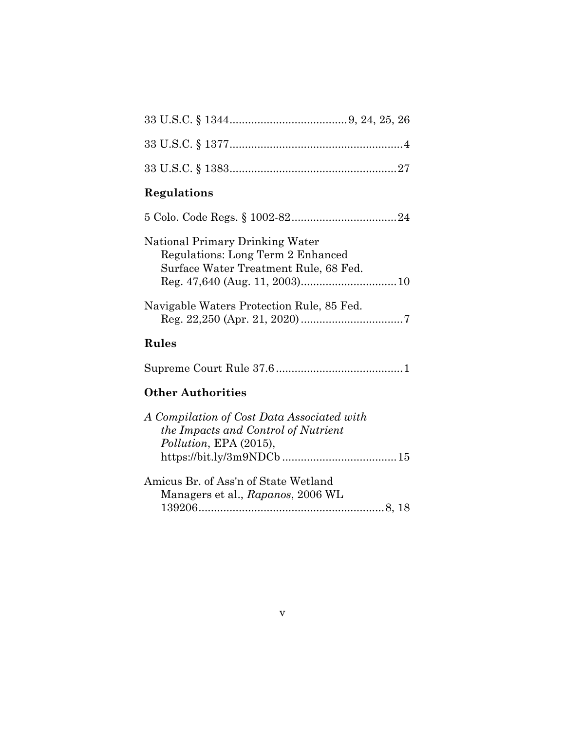33 U.S.C. § 1344......................................9, 24, 25, 26

33 U.S.C. § 1377........................................................4

33 U.S.C. § 1383......................................................27

## Regulations

5 Colo. Code Regs. § 1002-82..................................24

National Primary Drinking Water Regulations: Long Term 2 Enhanced Surface Water Treatment Rule, 68 Fed. Reg. 47,640 (Aug. 11, 2003)...............................10

Navigable Waters Protection Rule, 85 Fed. Reg. 22,250 (Apr. 21, 2020)..................................7

## Rules

Supreme Court Rule 37.6..........................................1

## Other Authorities

*A Compilation of Cost Data Associated with the Impacts and Control of Nutrient Pollution*, EPA (2015), https://bit.ly/3m9NDCb.....................................15

Amicus Br. of Ass'n of State Wetland Managers et al., *Rapanos*, 2006 WL 139206............................................................8, 18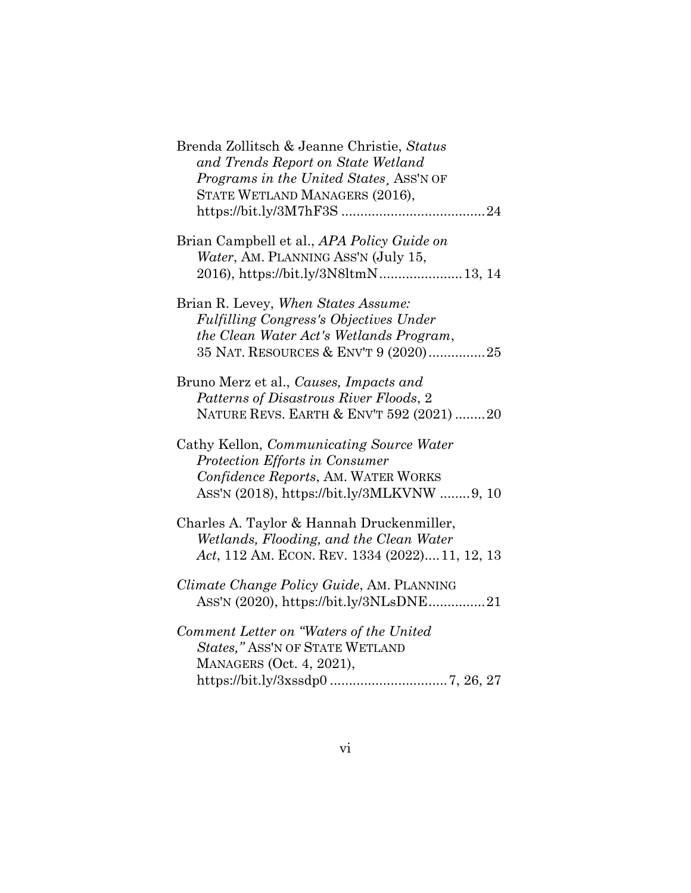Brenda Zollitsch & Jeanne Christie, *Status and Trends Report on State Wetland Programs in the United States¸* ASS'N OF STATE WETLAND MANAGERS (2016), https://bit.ly/3M7hF3S ......................................24

Brian Campbell et al., *APA Policy Guide on Water*, AM. PLANNING ASS'N (July 15, 2016), https://bit.ly/3N8ltmN......................13, 14

Brian R. Levey, *When States Assume: Fulfilling Congress's Objectives Under the Clean Water Act's Wetlands Program*, 35 NAT. RESOURCES & ENV'T 9 (2020)...............25

Bruno Merz et al., *Causes, Impacts and Patterns of Disastrous River Floods*, 2 NATURE REVS. EARTH & ENV'T 592 (2021) ........20

Cathy Kellon, *Communicating Source Water Protection Efforts in Consumer Confidence Reports*, AM. WATER WORKS ASS'N (2018), https://bit.ly/3MLKVNW ........9, 10

Charles A. Taylor & Hannah Druckenmiller, *Wetlands, Flooding, and the Clean Water Act*, 112 AM. ECON. REV. 1334 (2022)....11, 12, 13

*Climate Change Policy Guide*, AM. PLANNING ASS'N (2020), https://bit.ly/3NLsDNE...............21

*Comment Letter on "Waters of the United States,"* ASS'N OF STATE WETLAND MANAGERS (Oct. 4, 2021), https://bit.ly/3xssdp0 ...............................7, 26, 27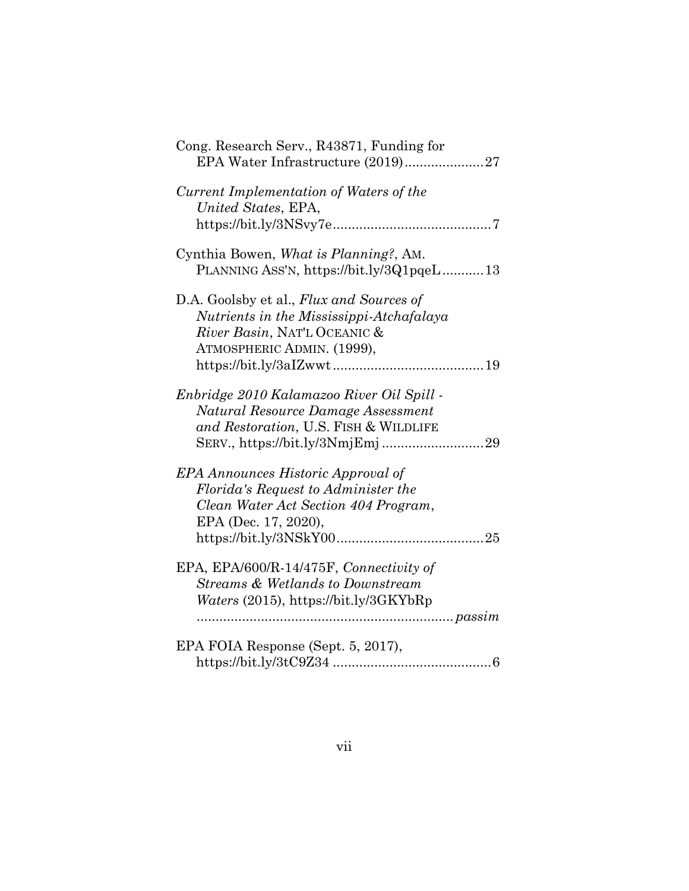Cong. Research Serv., R43871, Funding for EPA Water Infrastructure (2019).....................27

*Current Implementation of Waters of the United States*, EPA, https://bit.ly/3NSvy7e..........................................7

Cynthia Bowen, *What is Planning?*, AM. PLANNING ASS'N, https://bit.ly/3Q1pqeL...........13

D.A. Goolsby et al., *Flux and Sources of Nutrients in the Mississippi-Atchafalaya River Basin*, NAT'L OCEANIC & ATMOSPHERIC ADMIN. (1999), https://bit.ly/3aIZwwt........................................19

*Enbridge 2010 Kalamazoo River Oil Spill - Natural Resource Damage Assessment and Restoration*, U.S. FISH & WILDLIFE SERV., https://bit.ly/3NmjEmj...........................29

*EPA Announces Historic Approval of Florida's Request to Administer the Clean Water Act Section 404 Program*, EPA (Dec. 17, 2020), https://bit.ly/3NSkY00.......................................25

EPA, EPA/600/R-14/475F, *Connectivity of Streams & Wetlands to Downstream Waters* (2015), https://bit.ly/3GKYbRp ....................................................................*passim*

EPA FOIA Response (Sept. 5, 2017), https://bit.ly/3tC9Z34 ..........................................6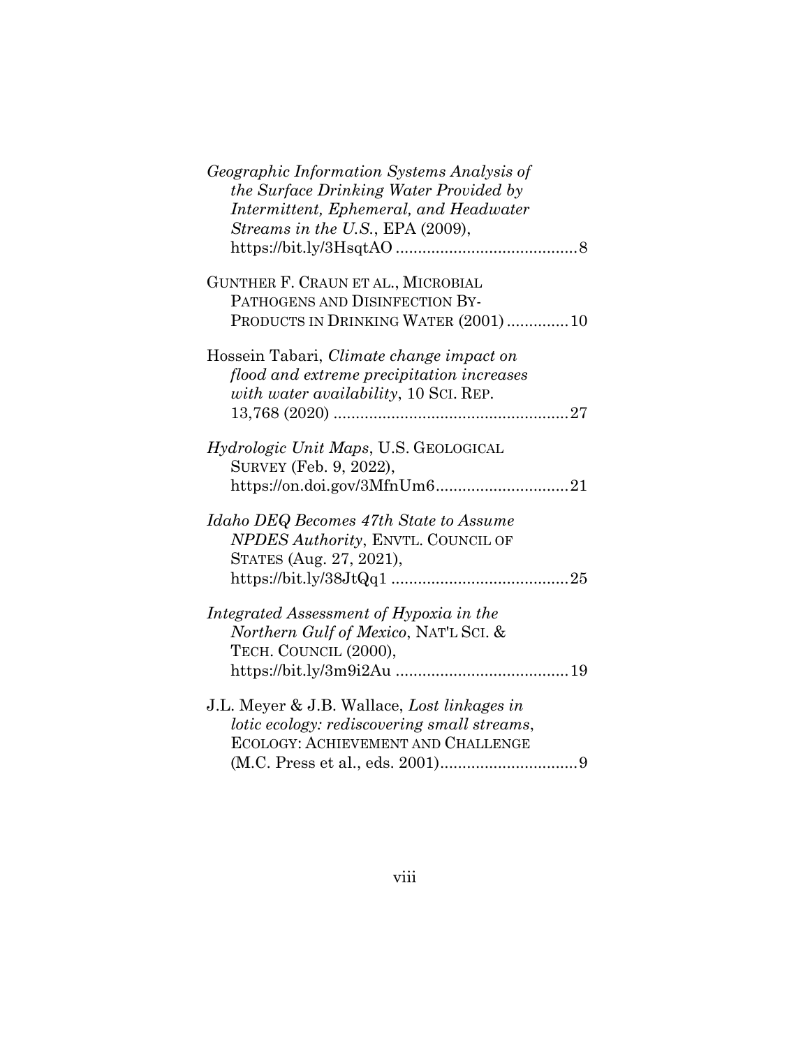*Geographic Information Systems Analysis of the Surface Drinking Water Provided by Intermittent, Ephemeral, and Headwater Streams in the U.S.*, EPA (2009), https://bit.ly/3HsqtAO ......................................... 8

GUNTHER F. CRAUN ET AL., MICROBIAL PATHOGENS AND DISINFECTION BY-PRODUCTS IN DRINKING WATER (2001) .............. 10

Hossein Tabari, *Climate change impact on flood and extreme precipitation increases with water availability*, 10 SCI. REP. 13,768 (2020) ..................................................... 27

*Hydrologic Unit Maps*, U.S. GEOLOGICAL SURVEY (Feb. 9, 2022), https://on.doi.gov/3MfnUm6.............................. 21

*Idaho DEQ Becomes 47th State to Assume NPDES Authority*, ENVTL. COUNCIL OF STATES (Aug. 27, 2021), https://bit.ly/38JtQq1 ........................................ 25

*Integrated Assessment of Hypoxia in the Northern Gulf of Mexico*, NAT'L SCI. & TECH. COUNCIL (2000), https://bit.ly/3m9i2Au ....................................... 19

J.L. Meyer & J.B. Wallace, *Lost linkages in lotic ecology: rediscovering small streams*, ECOLOGY: ACHIEVEMENT AND CHALLENGE (M.C. Press et al., eds. 2001)............................... 9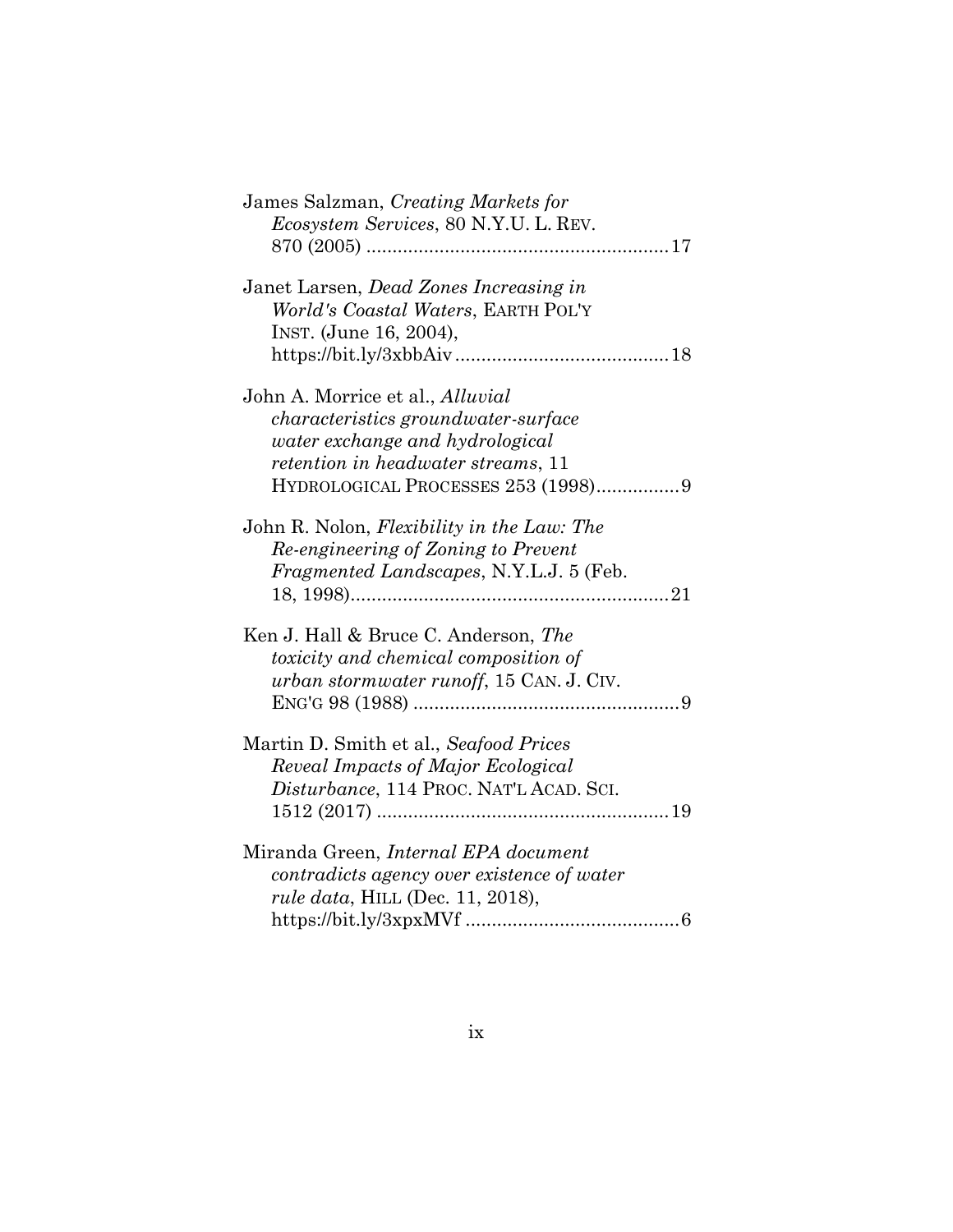James Salzman, *Creating Markets for Ecosystem Services*, 80 N.Y.U. L. REV. 870 (2005) .........................................................17

Janet Larsen, *Dead Zones Increasing in World's Coastal Waters*, EARTH POL'Y INST. (June 16, 2004), https://bit.ly/3xbbAiv .........................................18

John A. Morrice et al., *Alluvial characteristics groundwater-surface water exchange and hydrological retention in headwater streams*, 11 HYDROLOGICAL PROCESSES 253 (1998)................9

John R. Nolon, *Flexibility in the Law: The Re-engineering of Zoning to Prevent Fragmented Landscapes*, N.Y.L.J. 5 (Feb. 18, 1998).............................................................21

Ken J. Hall & Bruce C. Anderson, *The toxicity and chemical composition of urban stormwater runoff*, 15 CAN. J. CIV. ENG'G 98 (1988) ...................................................9

Martin D. Smith et al., *Seafood Prices Reveal Impacts of Major Ecological Disturbance*, 114 PROC. NAT'L ACAD. SCI. 1512 (2017) ........................................................19

Miranda Green, *Internal EPA document contradicts agency over existence of water rule data*, HILL (Dec. 11, 2018), https://bit.ly/3xpxMVf .........................................6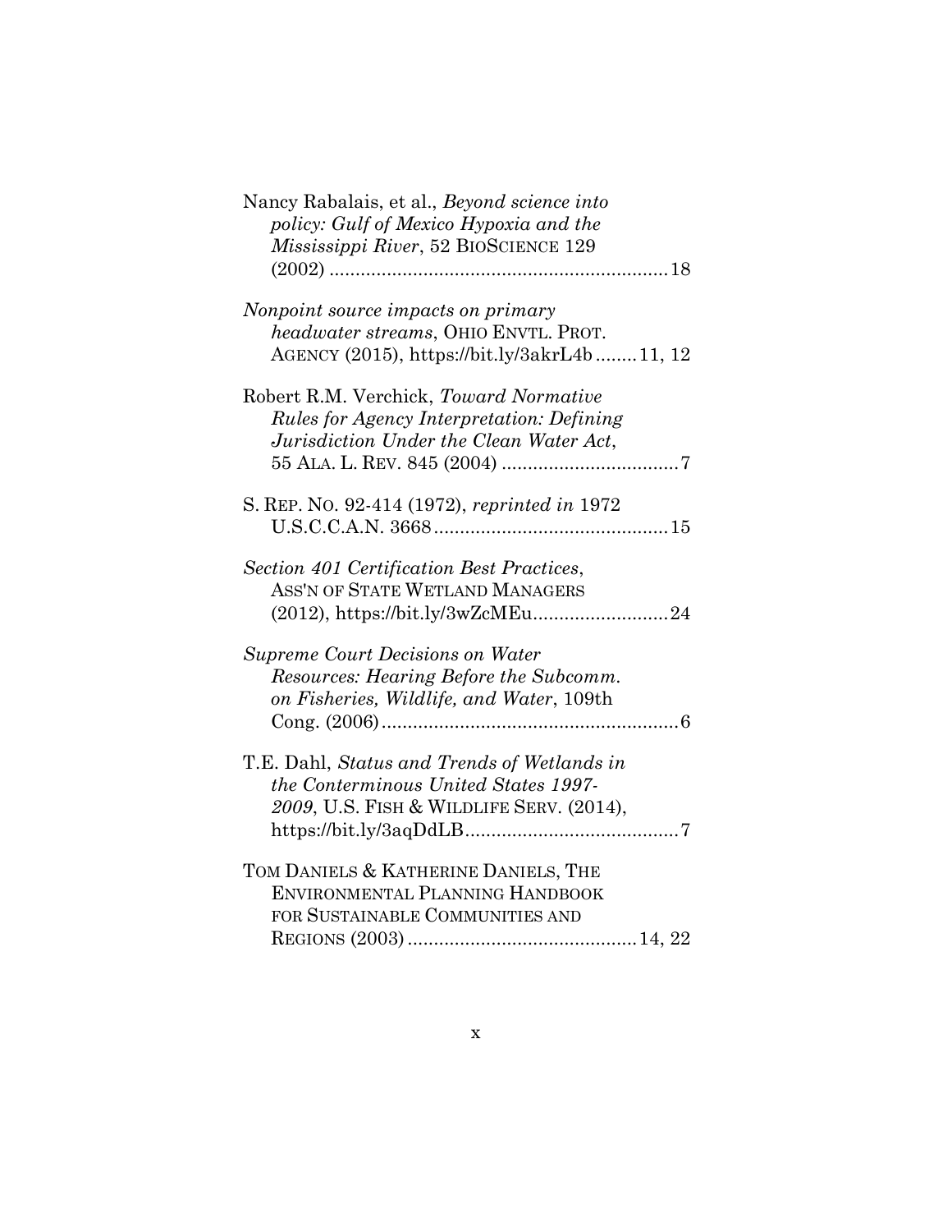Nancy Rabalais, et al., *Beyond science into policy: Gulf of Mexico Hypoxia and the Mississippi River*, 52 BIOSCIENCE 129 (2002) ................................................................ 18

*Nonpoint source impacts on primary headwater streams*, OHIO ENVTL. PROT. AGENCY (2015), https://bit.ly/3akrL4b ........ 11, 12

Robert R.M. Verchick, *Toward Normative Rules for Agency Interpretation: Defining Jurisdiction Under the Clean Water Act*, 55 ALA. L. REV. 845 (2004) .................................. 7

S. REP. NO. 92-414 (1972), *reprinted in* 1972 U.S.C.C.A.N. 3668 ............................................. 15

*Section 401 Certification Best Practices*, ASS'N OF STATE WETLAND MANAGERS (2012), https://bit.ly/3wZcMEu .......................... 24

*Supreme Court Decisions on Water Resources: Hearing Before the Subcomm. on Fisheries, Wildlife, and Water*, 109th Cong. (2006) ......................................................... 6

T.E. Dahl, *Status and Trends of Wetlands in the Conterminous United States 1997-2009*, U.S. FISH & WILDLIFE SERV. (2014), https://bit.ly/3aqDdLB ......................................... 7

TOM DANIELS & KATHERINE DANIELS, THE ENVIRONMENTAL PLANNING HANDBOOK FOR SUSTAINABLE COMMUNITIES AND REGIONS (2003) ............................................ 14, 22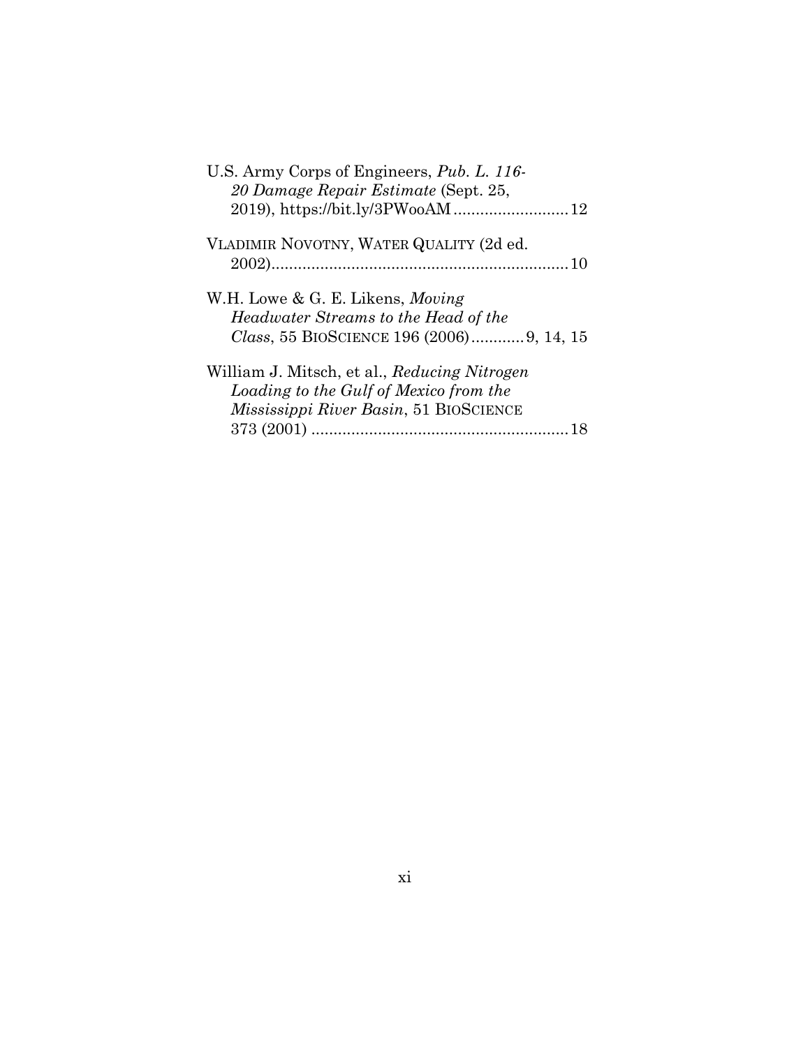U.S. Army Corps of Engineers, *Pub. L. 116-20 Damage Repair Estimate* (Sept. 25, 2019), https://bit.ly/3PWooAM .......................... 12

VLADIMIR NOVOTNY, WATER QUALITY (2d ed. 2002)................................................................... 10

W.H. Lowe & G. E. Likens, *Moving Headwater Streams to the Head of the Class*, 55 BIOSCIENCE 196 (2006)............ 9, 14, 15

William J. Mitsch, et al., *Reducing Nitrogen Loading to the Gulf of Mexico from the Mississippi River Basin*, 51 BIOSCIENCE 373 (2001) .......................................................... 18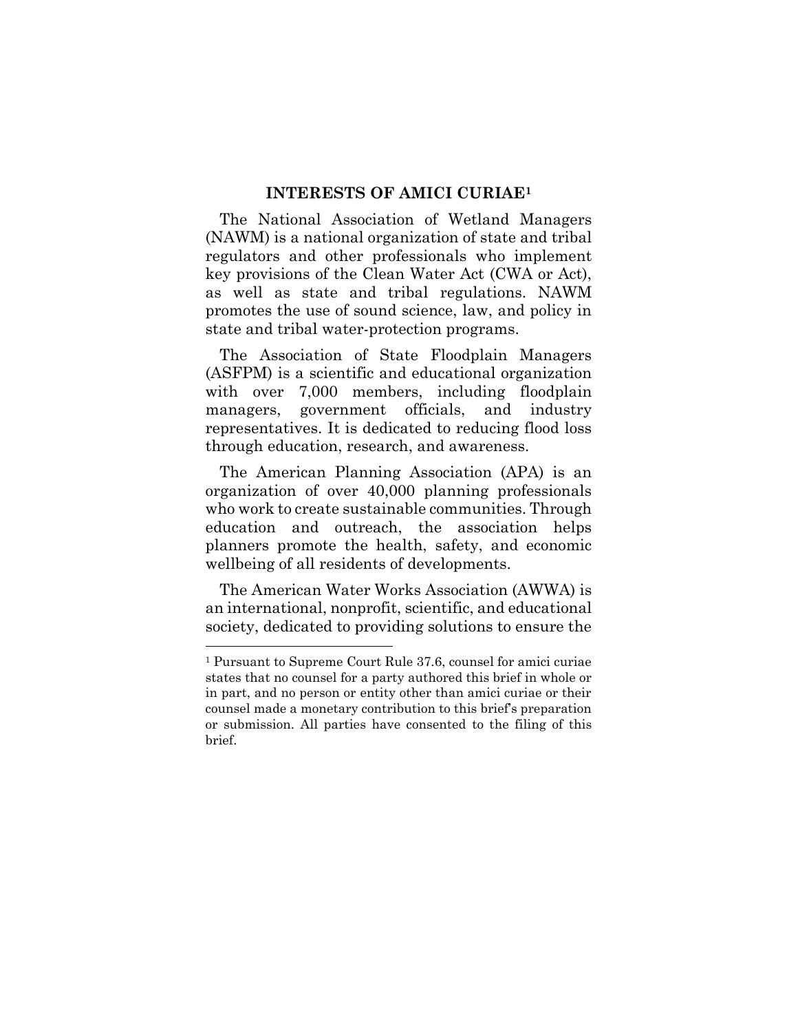## INTERESTS OF AMICI CURIAE[1]

The National Association of Wetland Managers (NAWM) is a national organization of state and tribal regulators and other professionals who implement key provisions of the Clean Water Act (CWA or Act), as well as state and tribal regulations. NAWM promotes the use of sound science, law, and policy in state and tribal water-protection programs.

The Association of State Floodplain Managers (ASFPM) is a scientific and educational organization with over 7,000 members, including floodplain managers, government officials, and industry representatives. It is dedicated to reducing flood loss through education, research, and awareness.

The American Planning Association (APA) is an organization of over 40,000 planning professionals who work to create sustainable communities. Through education and outreach, the association helps planners promote the health, safety, and economic wellbeing of all residents of developments.

The American Water Works Association (AWWA) is an international, nonprofit, scientific, and educational society, dedicated to providing solutions to ensure the

---

[1] Pursuant to Supreme Court Rule 37.6, counsel for amici curiae states that no counsel for a party authored this brief in whole or in part, and no person or entity other than amici curiae or their counsel made a monetary contribution to this brief's preparation or submission. All parties have consented to the filing of this brief.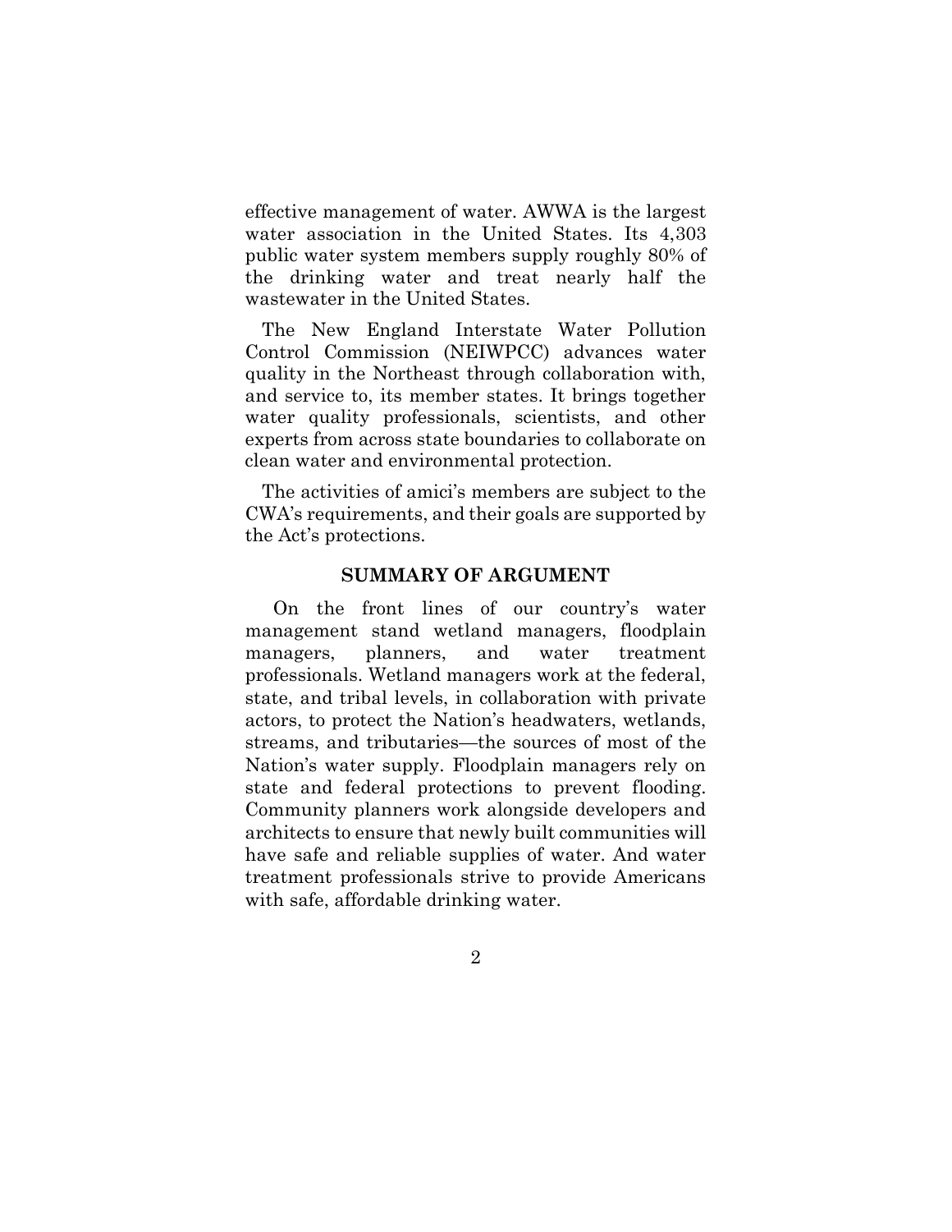effective management of water. AWWA is the largest water association in the United States. Its 4,303 public water system members supply roughly 80% of the drinking water and treat nearly half the wastewater in the United States.

The New England Interstate Water Pollution Control Commission (NEIWPCC) advances water quality in the Northeast through collaboration with, and service to, its member states. It brings together water quality professionals, scientists, and other experts from across state boundaries to collaborate on clean water and environmental protection.

The activities of amici's members are subject to the CWA's requirements, and their goals are supported by the Act's protections.

## SUMMARY OF ARGUMENT

On the front lines of our country's water management stand wetland managers, floodplain managers, planners, and water treatment professionals. Wetland managers work at the federal, state, and tribal levels, in collaboration with private actors, to protect the Nation's headwaters, wetlands, streams, and tributaries—the sources of most of the Nation's water supply. Floodplain managers rely on state and federal protections to prevent flooding. Community planners work alongside developers and architects to ensure that newly built communities will have safe and reliable supplies of water. And water treatment professionals strive to provide Americans with safe, affordable drinking water.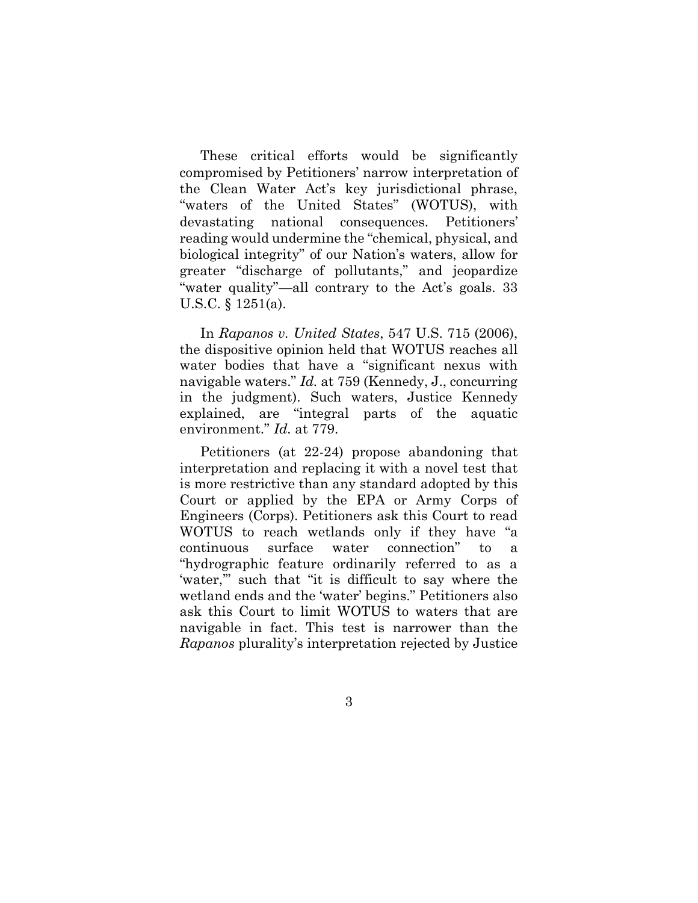These critical efforts would be significantly compromised by Petitioners' narrow interpretation of the Clean Water Act's key jurisdictional phrase, "waters of the United States" (WOTUS), with devastating national consequences. Petitioners' reading would undermine the "chemical, physical, and biological integrity" of our Nation's waters, allow for greater "discharge of pollutants," and jeopardize "water quality"—all contrary to the Act's goals. 33 U.S.C. § 1251(a).

In *Rapanos v. United States*, 547 U.S. 715 (2006), the dispositive opinion held that WOTUS reaches all water bodies that have a "significant nexus with navigable waters." *Id.* at 759 (Kennedy, J., concurring in the judgment). Such waters, Justice Kennedy explained, are "integral parts of the aquatic environment." *Id.* at 779.

Petitioners (at 22-24) propose abandoning that interpretation and replacing it with a novel test that is more restrictive than any standard adopted by this Court or applied by the EPA or Army Corps of Engineers (Corps). Petitioners ask this Court to read WOTUS to reach wetlands only if they have "a continuous surface water connection" to a "hydrographic feature ordinarily referred to as a 'water,'" such that "it is difficult to say where the wetland ends and the 'water' begins." Petitioners also ask this Court to limit WOTUS to waters that are navigable in fact. This test is narrower than the *Rapanos* plurality's interpretation rejected by Justice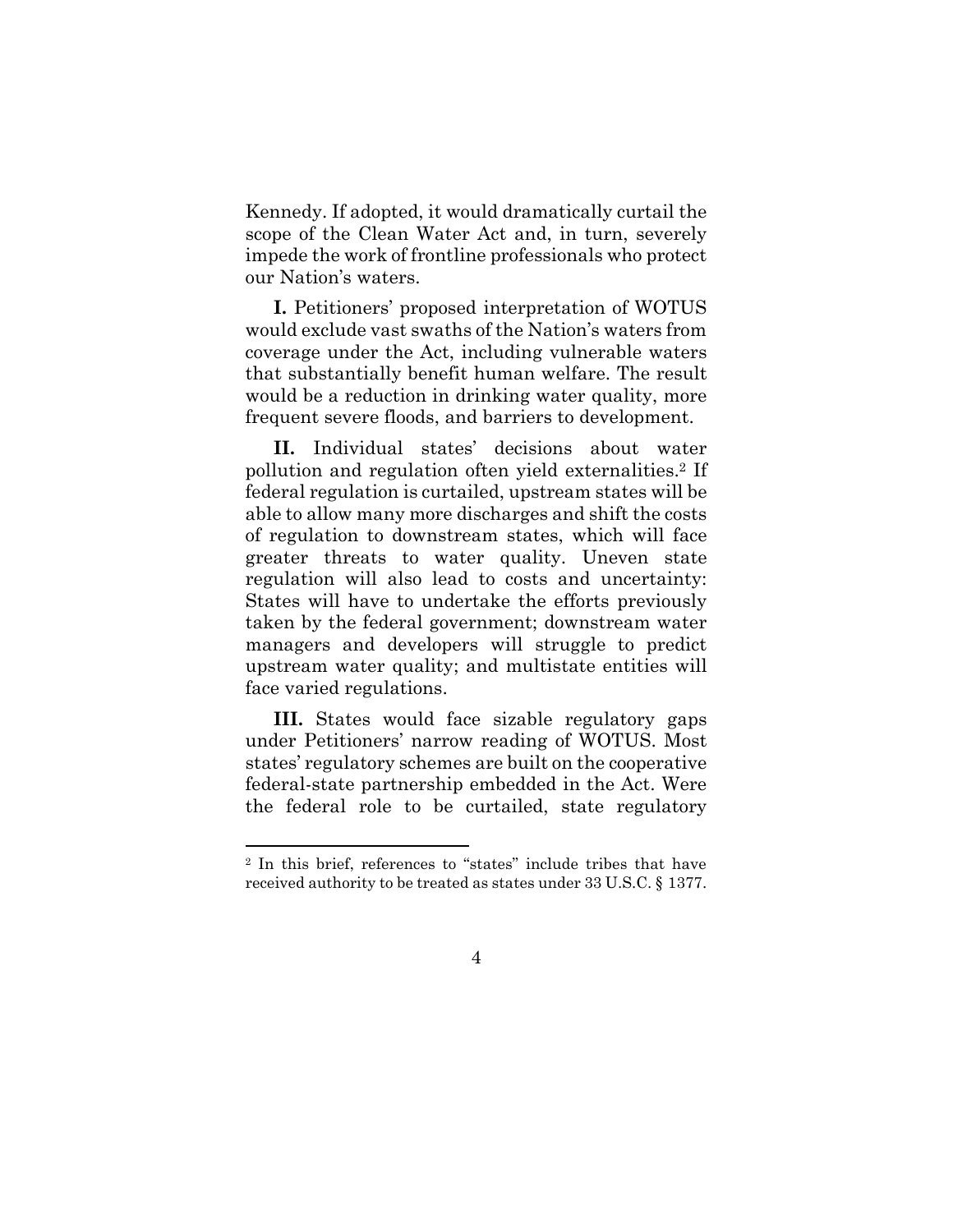Kennedy. If adopted, it would dramatically curtail the scope of the Clean Water Act and, in turn, severely impede the work of frontline professionals who protect our Nation's waters.

**I.** Petitioners' proposed interpretation of WOTUS would exclude vast swaths of the Nation's waters from coverage under the Act, including vulnerable waters that substantially benefit human welfare. The result would be a reduction in drinking water quality, more frequent severe floods, and barriers to development.

**II.** Individual states' decisions about water pollution and regulation often yield externalities.[2] If federal regulation is curtailed, upstream states will be able to allow many more discharges and shift the costs of regulation to downstream states, which will face greater threats to water quality. Uneven state regulation will also lead to costs and uncertainty: States will have to undertake the efforts previously taken by the federal government; downstream water managers and developers will struggle to predict upstream water quality; and multistate entities will face varied regulations.

**III.** States would face sizable regulatory gaps under Petitioners' narrow reading of WOTUS. Most states' regulatory schemes are built on the cooperative federal-state partnership embedded in the Act. Were the federal role to be curtailed, state regulatory

---

[2] In this brief, references to "states" include tribes that have received authority to be treated as states under 33 U.S.C. § 1377.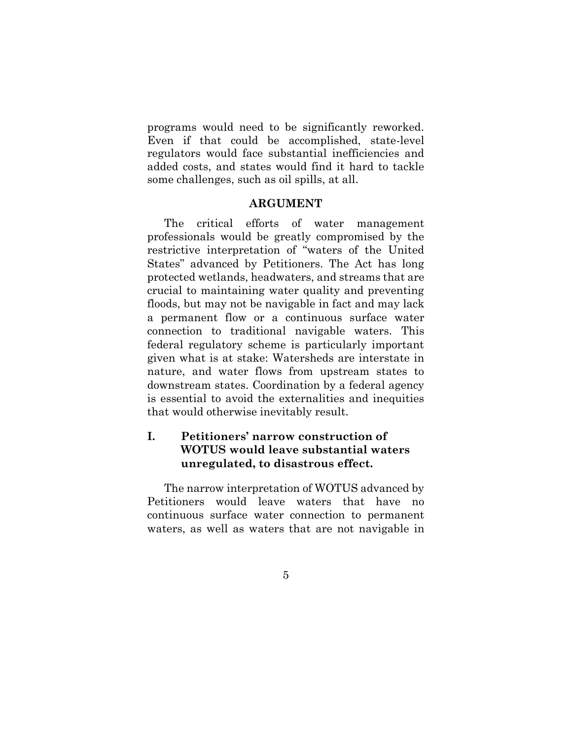programs would need to be significantly reworked. Even if that could be accomplished, state-level regulators would face substantial inefficiencies and added costs, and states would find it hard to tackle some challenges, such as oil spills, at all.

## ARGUMENT

The critical efforts of water management professionals would be greatly compromised by the restrictive interpretation of "waters of the United States" advanced by Petitioners. The Act has long protected wetlands, headwaters, and streams that are crucial to maintaining water quality and preventing floods, but may not be navigable in fact and may lack a permanent flow or a continuous surface water connection to traditional navigable waters. This federal regulatory scheme is particularly important given what is at stake: Watersheds are interstate in nature, and water flows from upstream states to downstream states. Coordination by a federal agency is essential to avoid the externalities and inequities that would otherwise inevitably result.

### I. Petitioners' narrow construction of WOTUS would leave substantial waters unregulated, to disastrous effect.

The narrow interpretation of WOTUS advanced by Petitioners would leave waters that have no continuous surface water connection to permanent waters, as well as waters that are not navigable in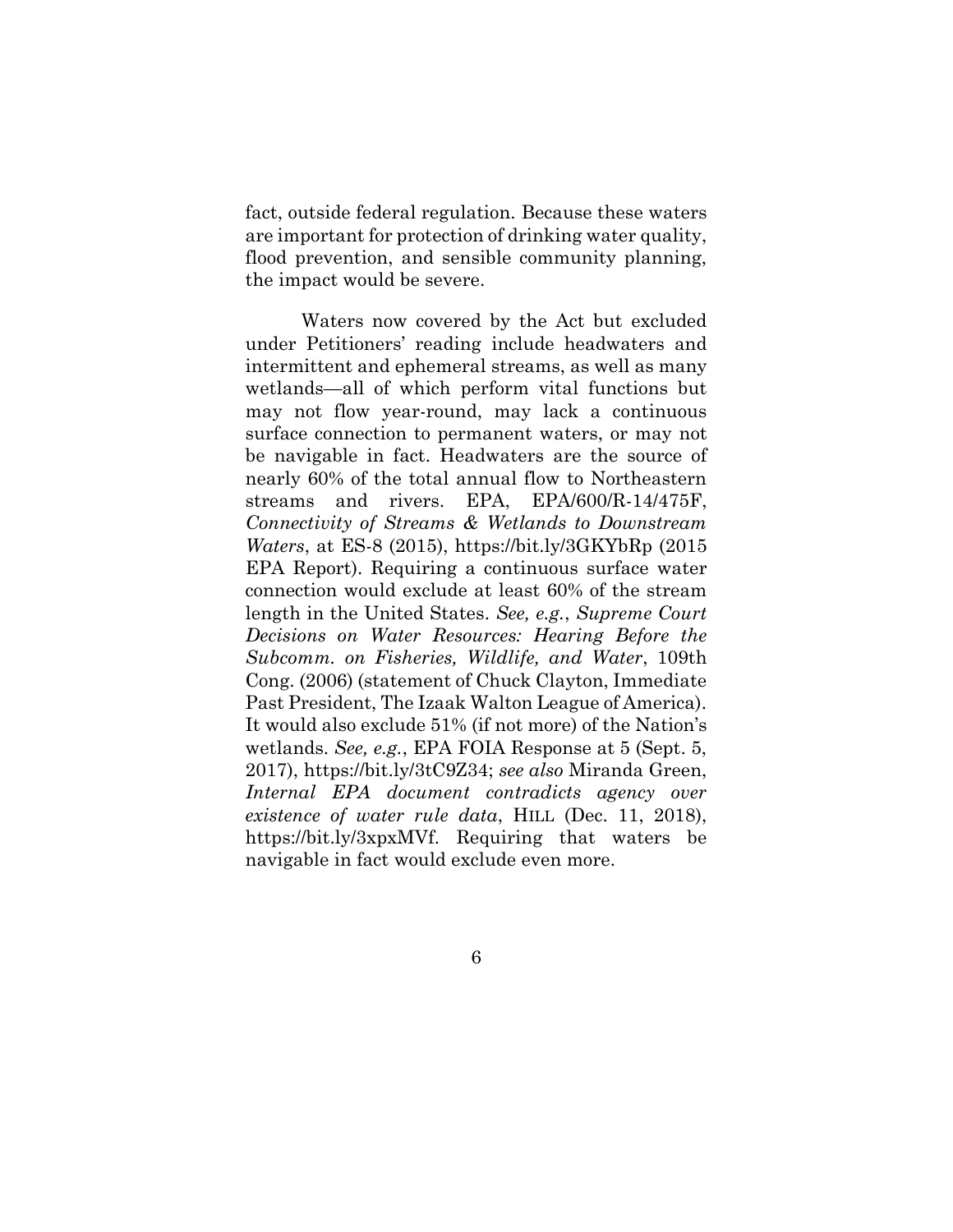fact, outside federal regulation. Because these waters are important for protection of drinking water quality, flood prevention, and sensible community planning, the impact would be severe.

Waters now covered by the Act but excluded under Petitioners' reading include headwaters and intermittent and ephemeral streams, as well as many wetlands—all of which perform vital functions but may not flow year-round, may lack a continuous surface connection to permanent waters, or may not be navigable in fact. Headwaters are the source of nearly 60% of the total annual flow to Northeastern streams and rivers. EPA, EPA/600/R-14/475F, *Connectivity of Streams & Wetlands to Downstream Waters*, at ES-8 (2015), https://bit.ly/3GKYbRp (2015 EPA Report). Requiring a continuous surface water connection would exclude at least 60% of the stream length in the United States. *See, e.g.*, *Supreme Court Decisions on Water Resources: Hearing Before the Subcomm. on Fisheries, Wildlife, and Water*, 109th Cong. (2006) (statement of Chuck Clayton, Immediate Past President, The Izaak Walton League of America). It would also exclude 51% (if not more) of the Nation's wetlands. *See, e.g.*, EPA FOIA Response at 5 (Sept. 5, 2017), https://bit.ly/3tC9Z34; *see also* Miranda Green, *Internal EPA document contradicts agency over existence of water rule data*, HILL (Dec. 11, 2018), https://bit.ly/3xpxMVf. Requiring that waters be navigable in fact would exclude even more.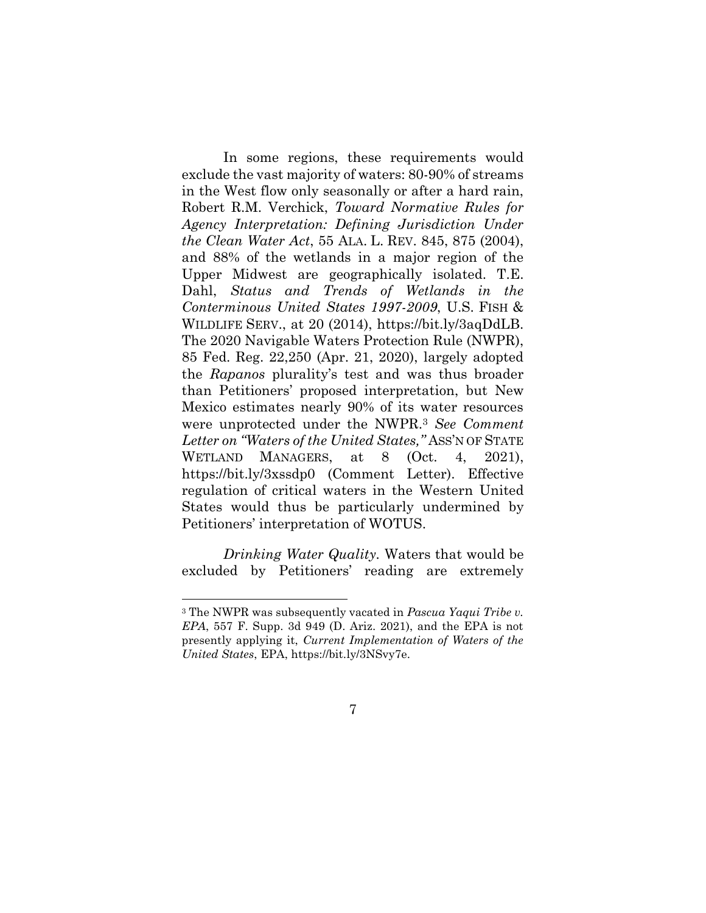In some regions, these requirements would exclude the vast majority of waters: 80-90% of streams in the West flow only seasonally or after a hard rain, Robert R.M. Verchick, *Toward Normative Rules for Agency Interpretation: Defining Jurisdiction Under the Clean Water Act*, 55 ALA. L. REV. 845, 875 (2004), and 88% of the wetlands in a major region of the Upper Midwest are geographically isolated. T.E. Dahl, *Status and Trends of Wetlands in the Conterminous United States 1997-2009*, U.S. FISH & WILDLIFE SERV., at 20 (2014), https://bit.ly/3aqDdLB. The 2020 Navigable Waters Protection Rule (NWPR), 85 Fed. Reg. 22,250 (Apr. 21, 2020), largely adopted the *Rapanos* plurality's test and was thus broader than Petitioners' proposed interpretation, but New Mexico estimates nearly 90% of its water resources were unprotected under the NWPR.[3] *See Comment Letter on "Waters of the United States,"* ASS'N OF STATE WETLAND MANAGERS, at 8 (Oct. 4, 2021), https://bit.ly/3xssdp0 (Comment Letter). Effective regulation of critical waters in the Western United States would thus be particularly undermined by Petitioners' interpretation of WOTUS.

*Drinking Water Quality*. Waters that would be excluded by Petitioners' reading are extremely

[3] The NWPR was subsequently vacated in *Pascua Yaqui Tribe v. EPA*, 557 F. Supp. 3d 949 (D. Ariz. 2021), and the EPA is not presently applying it, *Current Implementation of Waters of the United States*, EPA, https://bit.ly/3NSvy7e.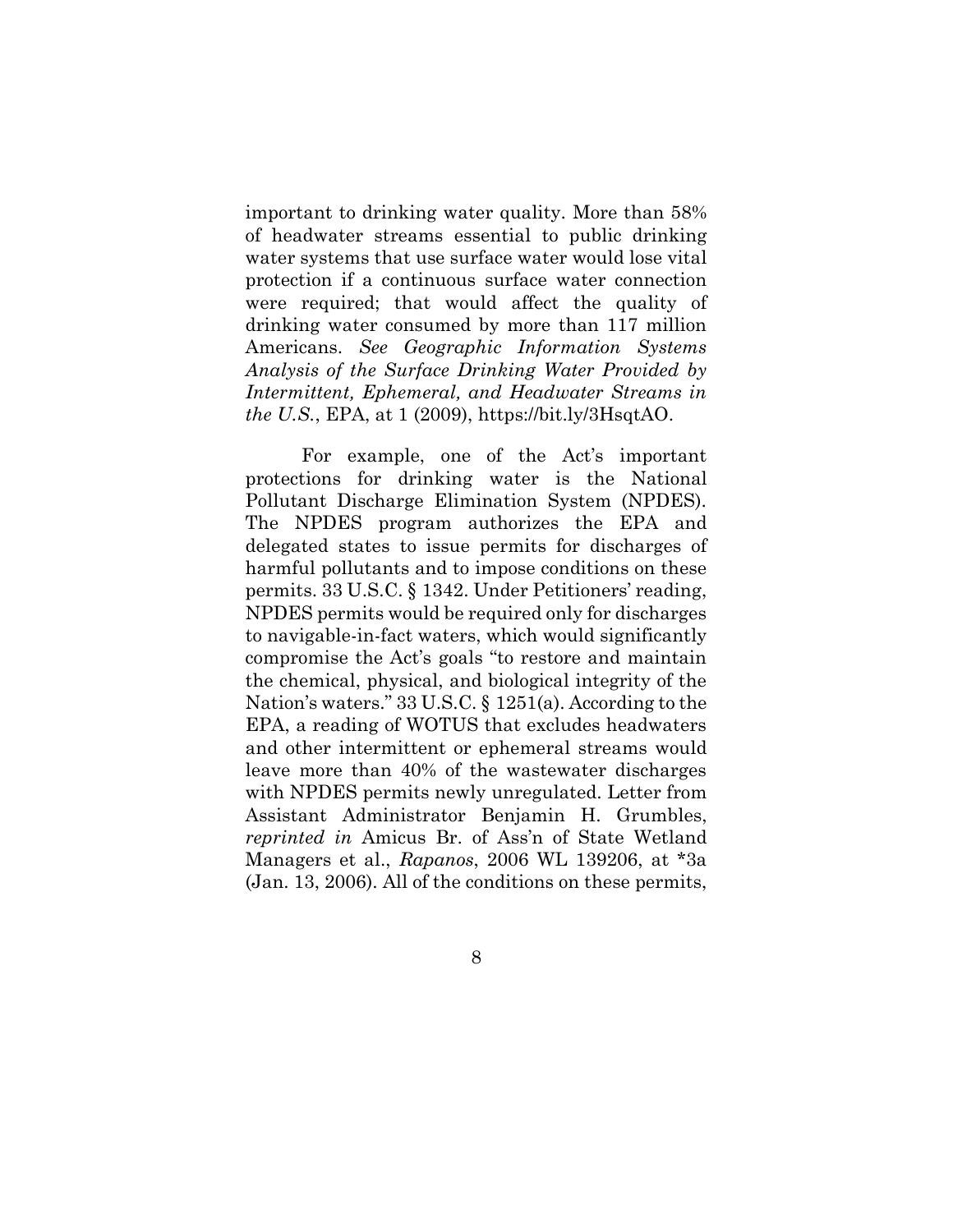important to drinking water quality. More than 58% of headwater streams essential to public drinking water systems that use surface water would lose vital protection if a continuous surface water connection were required; that would affect the quality of drinking water consumed by more than 117 million Americans. *See Geographic Information Systems Analysis of the Surface Drinking Water Provided by Intermittent, Ephemeral, and Headwater Streams in the U.S.*, EPA, at 1 (2009), https://bit.ly/3HsqtAO.

For example, one of the Act's important protections for drinking water is the National Pollutant Discharge Elimination System (NPDES). The NPDES program authorizes the EPA and delegated states to issue permits for discharges of harmful pollutants and to impose conditions on these permits. 33 U.S.C. § 1342. Under Petitioners' reading, NPDES permits would be required only for discharges to navigable-in-fact waters, which would significantly compromise the Act's goals "to restore and maintain the chemical, physical, and biological integrity of the Nation's waters." 33 U.S.C. § 1251(a). According to the EPA, a reading of WOTUS that excludes headwaters and other intermittent or ephemeral streams would leave more than 40% of the wastewater discharges with NPDES permits newly unregulated. Letter from Assistant Administrator Benjamin H. Grumbles, *reprinted in* Amicus Br. of Ass'n of State Wetland Managers et al., *Rapanos*, 2006 WL 139206, at *3a (Jan. 13, 2006). All of the conditions on these permits,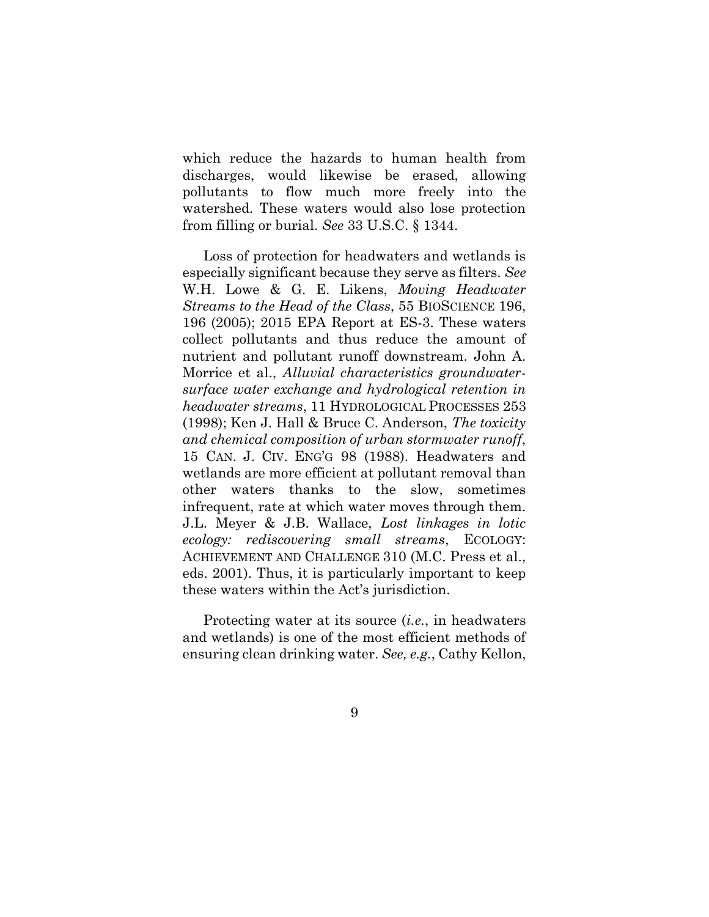which reduce the hazards to human health from discharges, would likewise be erased, allowing pollutants to flow much more freely into the watershed. These waters would also lose protection from filling or burial. *See* 33 U.S.C. § 1344.

Loss of protection for headwaters and wetlands is especially significant because they serve as filters. *See* W.H. Lowe & G. E. Likens, *Moving Headwater Streams to the Head of the Class*, 55 BIOSCIENCE 196, 196 (2005); 2015 EPA Report at ES-3. These waters collect pollutants and thus reduce the amount of nutrient and pollutant runoff downstream. John A. Morrice et al., *Alluvial characteristics groundwater-surface water exchange and hydrological retention in headwater streams*, 11 HYDROLOGICAL PROCESSES 253 (1998); Ken J. Hall & Bruce C. Anderson, *The toxicity and chemical composition of urban stormwater runoff*, 15 CAN. J. CIV. ENG'G 98 (1988). Headwaters and wetlands are more efficient at pollutant removal than other waters thanks to the slow, sometimes infrequent, rate at which water moves through them. J.L. Meyer & J.B. Wallace, *Lost linkages in lotic ecology: rediscovering small streams*, ECOLOGY: ACHIEVEMENT AND CHALLENGE 310 (M.C. Press et al., eds. 2001). Thus, it is particularly important to keep these waters within the Act's jurisdiction.

Protecting water at its source (*i.e.*, in headwaters and wetlands) is one of the most efficient methods of ensuring clean drinking water. *See, e.g.*, Cathy Kellon,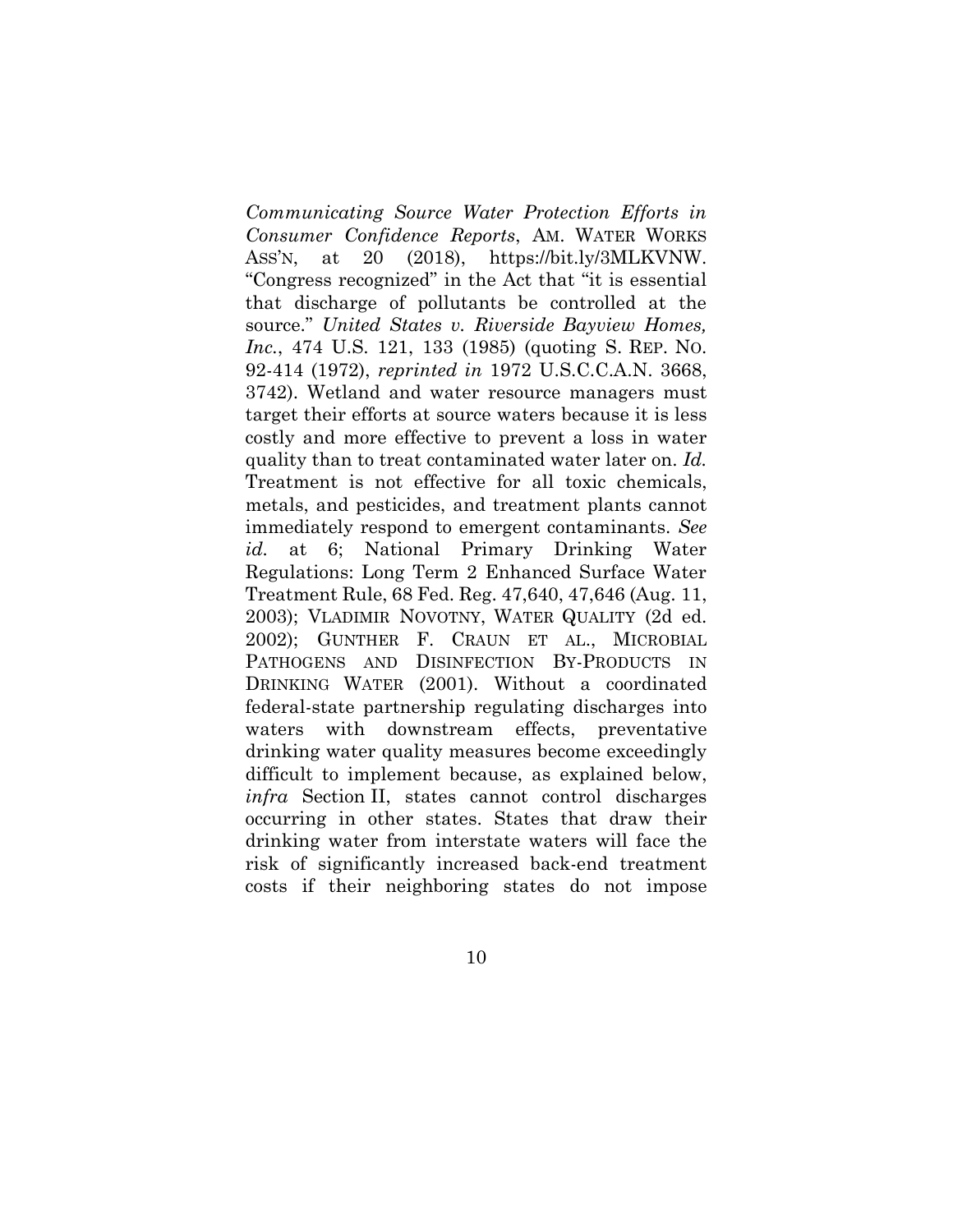*Communicating Source Water Protection Efforts in Consumer Confidence Reports*, AM. WATER WORKS ASS'N, at 20 (2018), https://bit.ly/3MLKVNW. "Congress recognized" in the Act that "it is essential that discharge of pollutants be controlled at the source." *United States v. Riverside Bayview Homes, Inc.*, 474 U.S. 121, 133 (1985) (quoting S. REP. NO. 92-414 (1972), *reprinted in* 1972 U.S.C.C.A.N. 3668, 3742). Wetland and water resource managers must target their efforts at source waters because it is less costly and more effective to prevent a loss in water quality than to treat contaminated water later on. *Id.* Treatment is not effective for all toxic chemicals, metals, and pesticides, and treatment plants cannot immediately respond to emergent contaminants. *See id.* at 6; National Primary Drinking Water Regulations: Long Term 2 Enhanced Surface Water Treatment Rule, 68 Fed. Reg. 47,640, 47,646 (Aug. 11, 2003); VLADIMIR NOVOTNY, WATER QUALITY (2d ed. 2002); GUNTHER F. CRAUN ET AL., MICROBIAL PATHOGENS AND DISINFECTION BY-PRODUCTS IN DRINKING WATER (2001). Without a coordinated federal-state partnership regulating discharges into waters with downstream effects, preventative drinking water quality measures become exceedingly difficult to implement because, as explained below, *infra* Section II, states cannot control discharges occurring in other states. States that draw their drinking water from interstate waters will face the risk of significantly increased back-end treatment costs if their neighboring states do not impose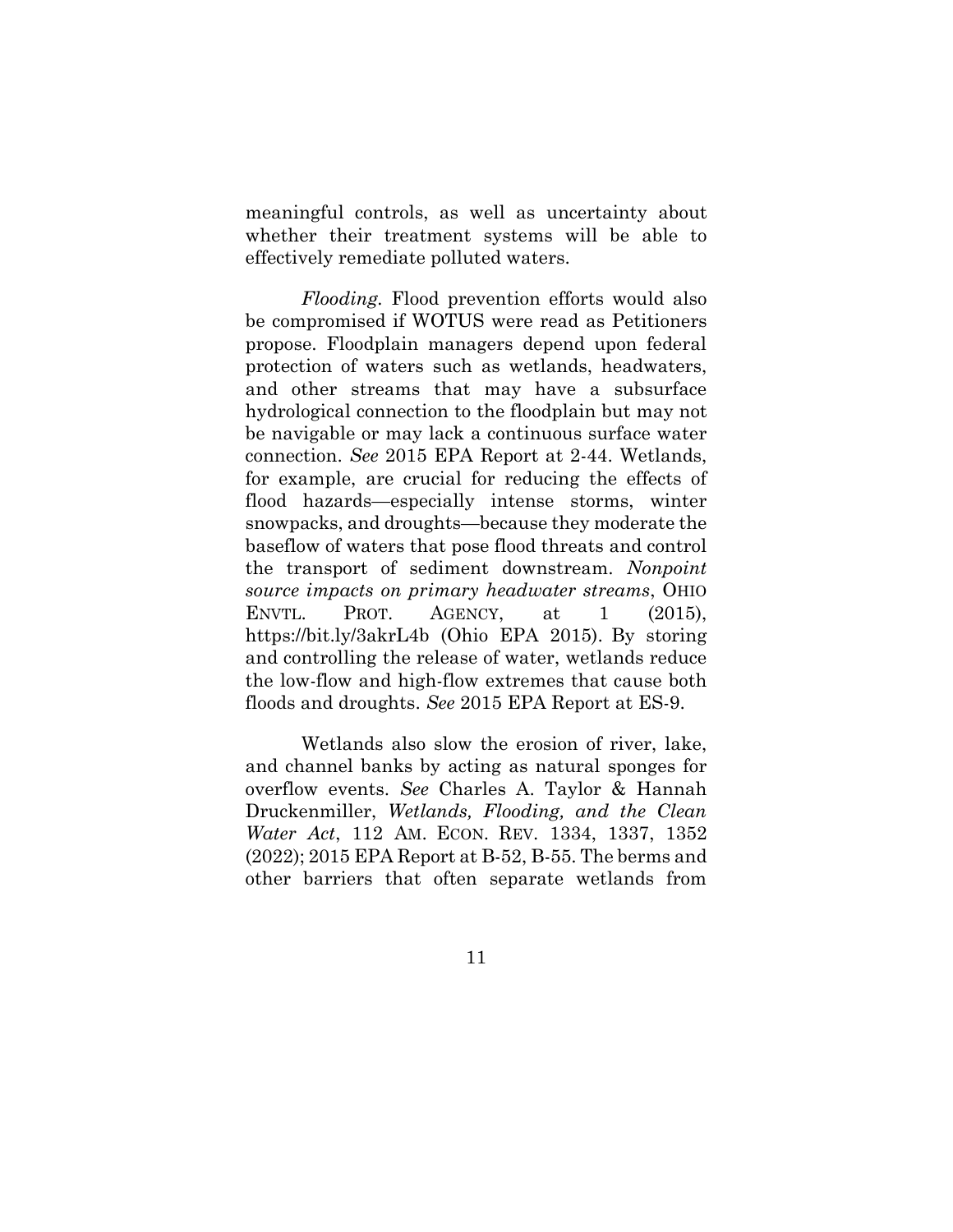meaningful controls, as well as uncertainty about whether their treatment systems will be able to effectively remediate polluted waters.

*Flooding.* Flood prevention efforts would also be compromised if WOTUS were read as Petitioners propose. Floodplain managers depend upon federal protection of waters such as wetlands, headwaters, and other streams that may have a subsurface hydrological connection to the floodplain but may not be navigable or may lack a continuous surface water connection. *See* 2015 EPA Report at 2-44. Wetlands, for example, are crucial for reducing the effects of flood hazards—especially intense storms, winter snowpacks, and droughts—because they moderate the baseflow of waters that pose flood threats and control the transport of sediment downstream. *Nonpoint source impacts on primary headwater streams*, OHIO ENVTL. PROT. AGENCY, at 1 (2015), https://bit.ly/3akrL4b (Ohio EPA 2015). By storing and controlling the release of water, wetlands reduce the low-flow and high-flow extremes that cause both floods and droughts. *See* 2015 EPA Report at ES-9.

Wetlands also slow the erosion of river, lake, and channel banks by acting as natural sponges for overflow events. *See* Charles A. Taylor & Hannah Druckenmiller, *Wetlands, Flooding, and the Clean Water Act*, 112 AM. ECON. REV. 1334, 1337, 1352 (2022); 2015 EPA Report at B-52, B-55. The berms and other barriers that often separate wetlands from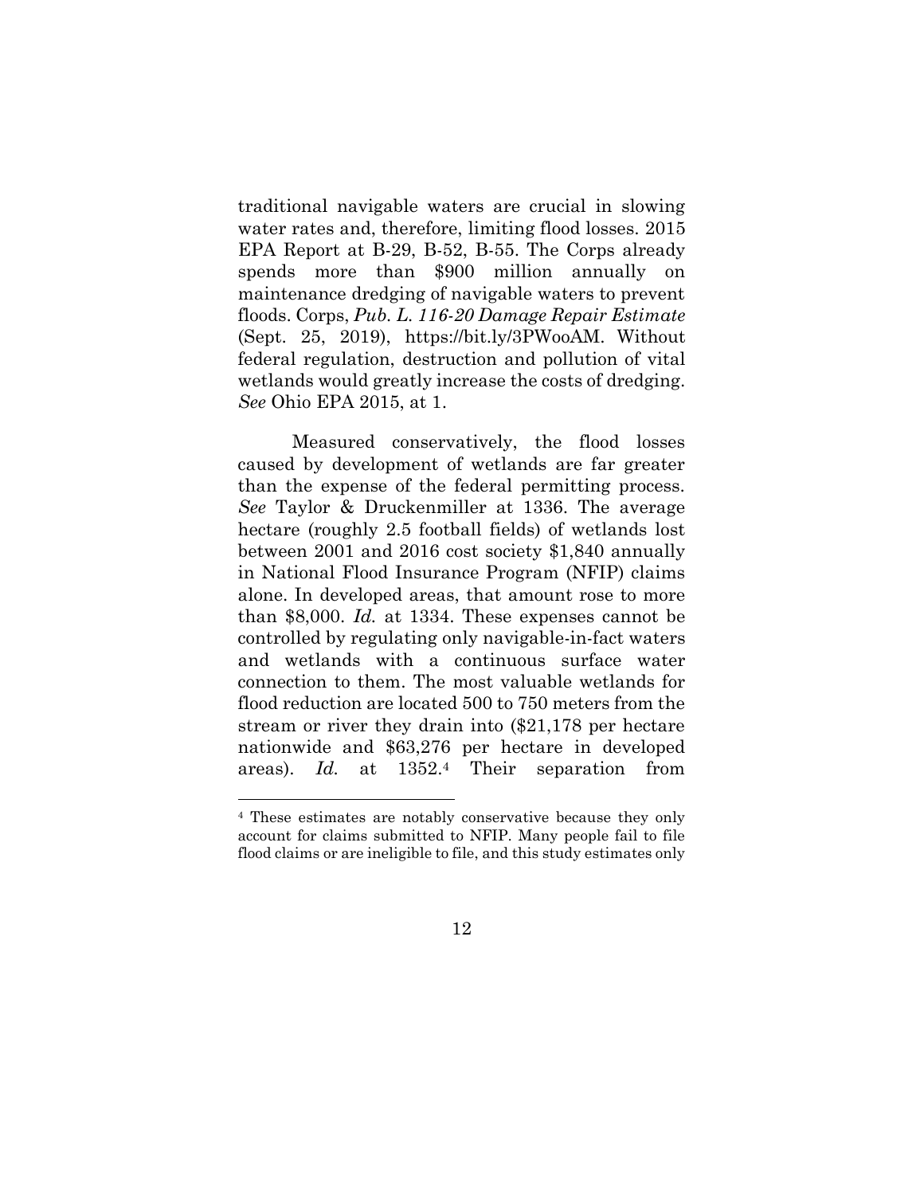traditional navigable waters are crucial in slowing water rates and, therefore, limiting flood losses. 2015 EPA Report at B-29, B-52, B-55. The Corps already spends more than $900 million annually on maintenance dredging of navigable waters to prevent floods. Corps, *Pub. L. 116-20 Damage Repair Estimate* (Sept. 25, 2019), https://bit.ly/3PWooAM. Without federal regulation, destruction and pollution of vital wetlands would greatly increase the costs of dredging. *See* Ohio EPA 2015, at 1.

Measured conservatively, the flood losses caused by development of wetlands are far greater than the expense of the federal permitting process. *See* Taylor & Druckenmiller at 1336. The average hectare (roughly 2.5 football fields) of wetlands lost between 2001 and 2016 cost society $1,840 annually in National Flood Insurance Program (NFIP) claims alone. In developed areas, that amount rose to more than $8,000. *Id.* at 1334. These expenses cannot be controlled by regulating only navigable-in-fact waters and wetlands with a continuous surface water connection to them. The most valuable wetlands for flood reduction are located 500 to 750 meters from the stream or river they drain into ($21,178 per hectare nationwide and $63,276 per hectare in developed areas). *Id.* at 1352.[4] Their separation from

[4] These estimates are notably conservative because they only account for claims submitted to NFIP. Many people fail to file flood claims or are ineligible to file, and this study estimates only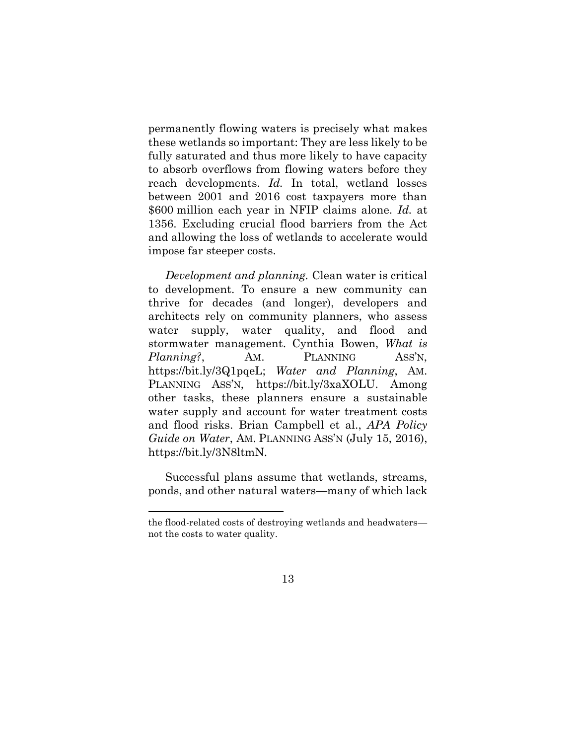permanently flowing waters is precisely what makes these wetlands so important: They are less likely to be fully saturated and thus more likely to have capacity to absorb overflows from flowing waters before they reach developments. *Id.* In total, wetland losses between 2001 and 2016 cost taxpayers more than $600 million each year in NFIP claims alone. *Id.* at 1356. Excluding crucial flood barriers from the Act and allowing the loss of wetlands to accelerate would impose far steeper costs.

*Development and planning.* Clean water is critical to development. To ensure a new community can thrive for decades (and longer), developers and architects rely on community planners, who assess water supply, water quality, and flood and stormwater management. Cynthia Bowen, *What is Planning?*, AM. PLANNING ASS'N, https://bit.ly/3Q1pqeL; *Water and Planning*, AM. PLANNING ASS'N, https://bit.ly/3xaXOLU. Among other tasks, these planners ensure a sustainable water supply and account for water treatment costs and flood risks. Brian Campbell et al., *APA Policy Guide on Water*, AM. PLANNING ASS'N (July 15, 2016), https://bit.ly/3N8ltmN.

Successful plans assume that wetlands, streams, ponds, and other natural waters—many of which lack

---

the flood-related costs of destroying wetlands and headwaters—not the costs to water quality.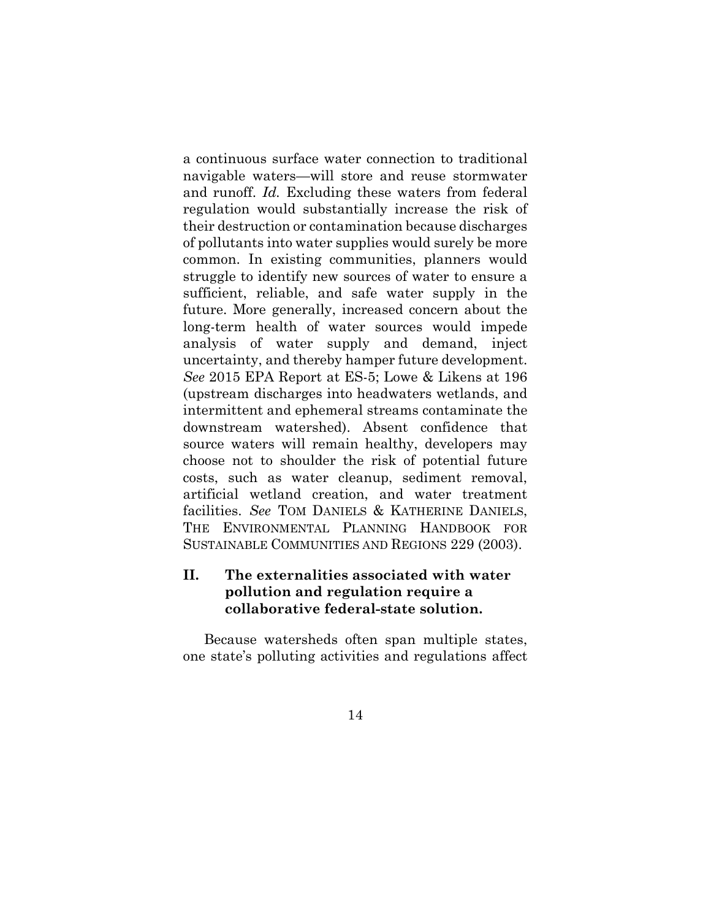a continuous surface water connection to traditional navigable waters—will store and reuse stormwater and runoff. *Id.* Excluding these waters from federal regulation would substantially increase the risk of their destruction or contamination because discharges of pollutants into water supplies would surely be more common. In existing communities, planners would struggle to identify new sources of water to ensure a sufficient, reliable, and safe water supply in the future. More generally, increased concern about the long-term health of water sources would impede analysis of water supply and demand, inject uncertainty, and thereby hamper future development. *See* 2015 EPA Report at ES-5; Lowe & Likens at 196 (upstream discharges into headwaters wetlands, and intermittent and ephemeral streams contaminate the downstream watershed). Absent confidence that source waters will remain healthy, developers may choose not to shoulder the risk of potential future costs, such as water cleanup, sediment removal, artificial wetland creation, and water treatment facilities. *See* TOM DANIELS & KATHERINE DANIELS, THE ENVIRONMENTAL PLANNING HANDBOOK FOR SUSTAINABLE COMMUNITIES AND REGIONS 229 (2003).

## II. The externalities associated with water pollution and regulation require a collaborative federal-state solution.

Because watersheds often span multiple states, one state's polluting activities and regulations affect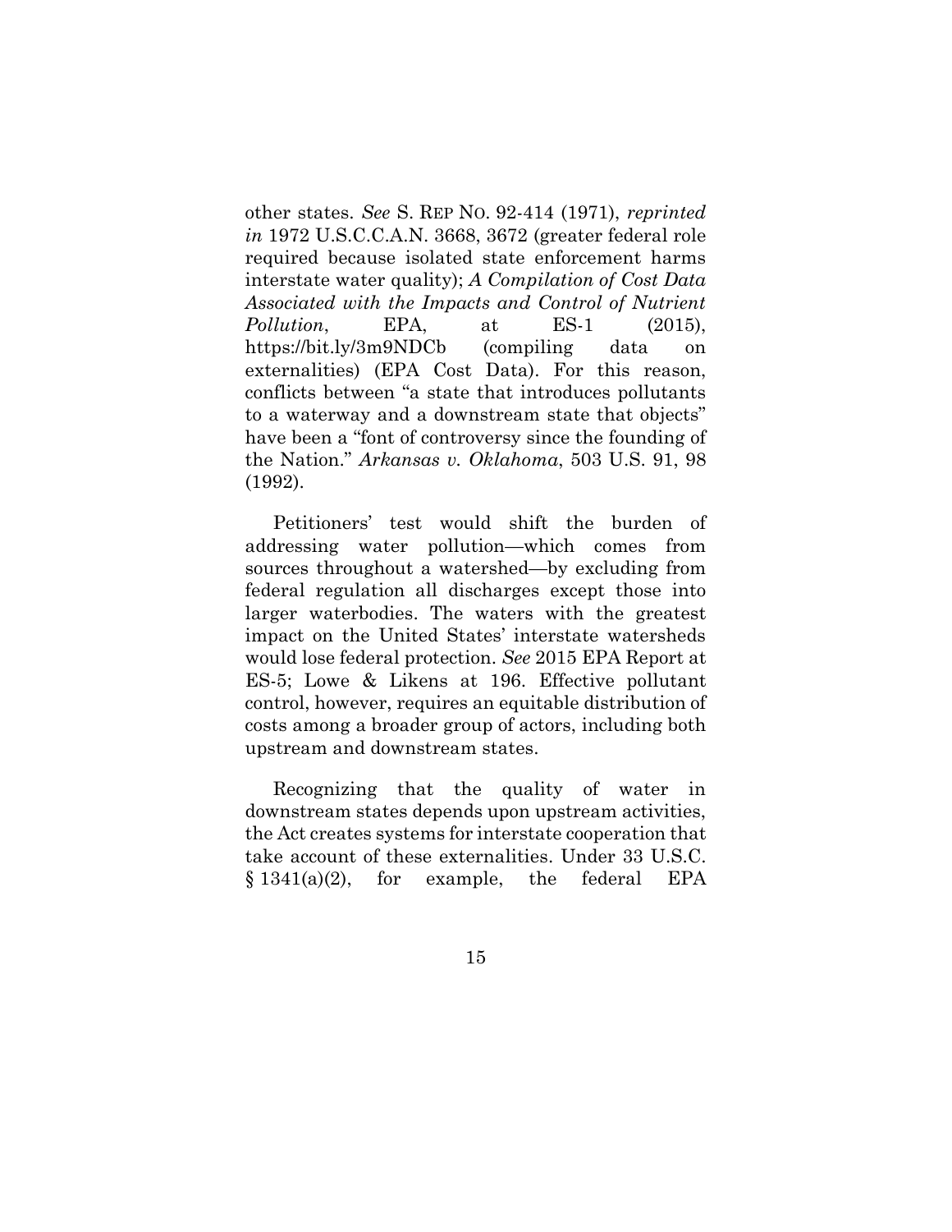other states. *See* S. REP NO. 92-414 (1971), *reprinted in* 1972 U.S.C.C.A.N. 3668, 3672 (greater federal role required because isolated state enforcement harms interstate water quality); *A Compilation of Cost Data Associated with the Impacts and Control of Nutrient Pollution*, EPA, at ES-1 (2015), https://bit.ly/3m9NDCb (compiling data on externalities) (EPA Cost Data). For this reason, conflicts between "a state that introduces pollutants to a waterway and a downstream state that objects" have been a "font of controversy since the founding of the Nation." *Arkansas v. Oklahoma*, 503 U.S. 91, 98 (1992).

Petitioners' test would shift the burden of addressing water pollution—which comes from sources throughout a watershed—by excluding from federal regulation all discharges except those into larger waterbodies. The waters with the greatest impact on the United States' interstate watersheds would lose federal protection. *See* 2015 EPA Report at ES-5; Lowe & Likens at 196. Effective pollutant control, however, requires an equitable distribution of costs among a broader group of actors, including both upstream and downstream states.

Recognizing that the quality of water in downstream states depends upon upstream activities, the Act creates systems for interstate cooperation that take account of these externalities. Under 33 U.S.C. § 1341(a)(2), for example, the federal EPA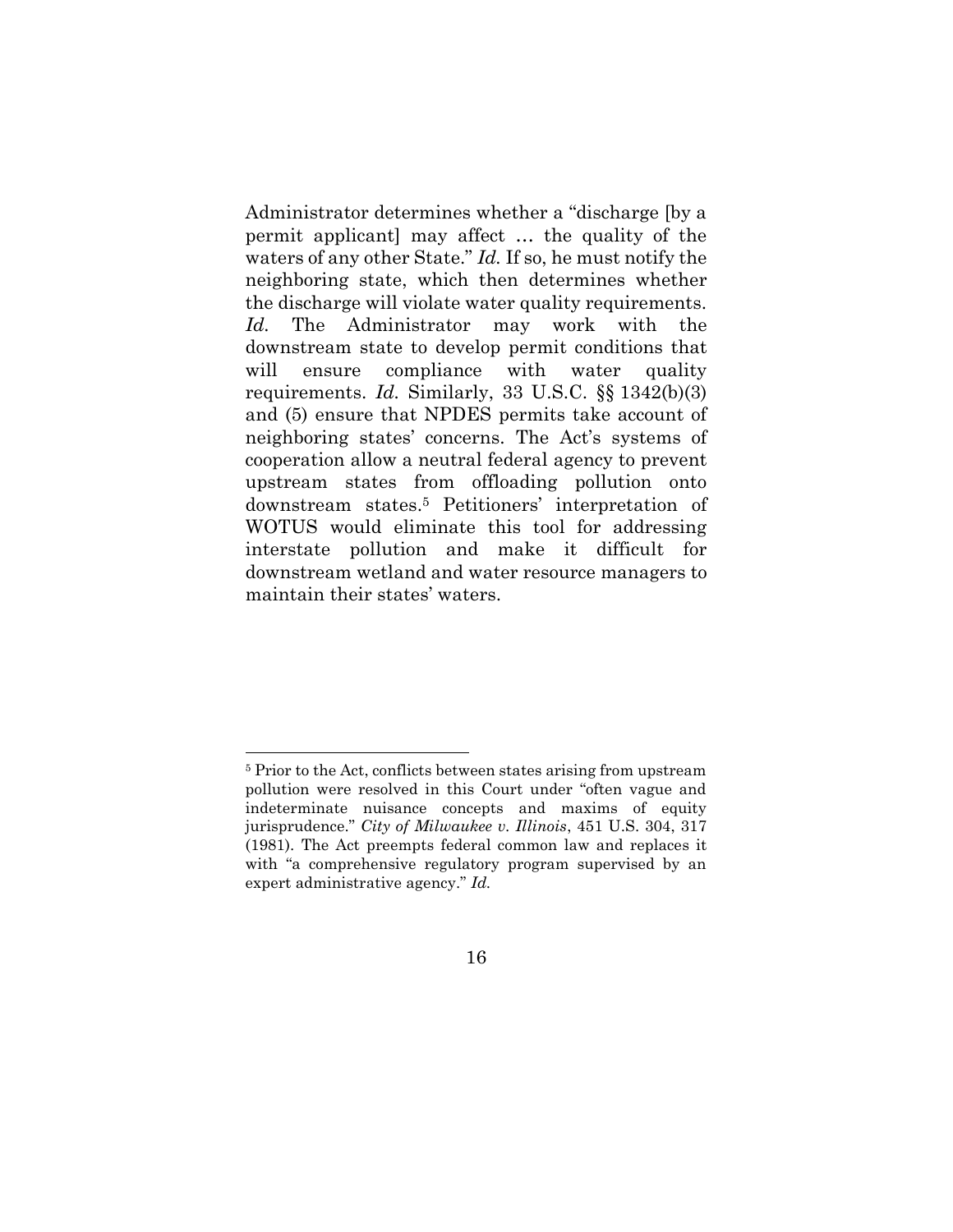Administrator determines whether a "discharge [by a permit applicant] may affect … the quality of the waters of any other State." *Id.* If so, he must notify the neighboring state, which then determines whether the discharge will violate water quality requirements. *Id.* The Administrator may work with the downstream state to develop permit conditions that will ensure compliance with water quality requirements. *Id.* Similarly, 33 U.S.C. §§ 1342(b)(3) and (5) ensure that NPDES permits take account of neighboring states' concerns. The Act's systems of cooperation allow a neutral federal agency to prevent upstream states from offloading pollution onto downstream states.[5] Petitioners' interpretation of WOTUS would eliminate this tool for addressing interstate pollution and make it difficult for downstream wetland and water resource managers to maintain their states' waters.

---

[5] Prior to the Act, conflicts between states arising from upstream pollution were resolved in this Court under "often vague and indeterminate nuisance concepts and maxims of equity jurisprudence." *City of Milwaukee v. Illinois*, 451 U.S. 304, 317 (1981). The Act preempts federal common law and replaces it with "a comprehensive regulatory program supervised by an expert administrative agency." *Id.*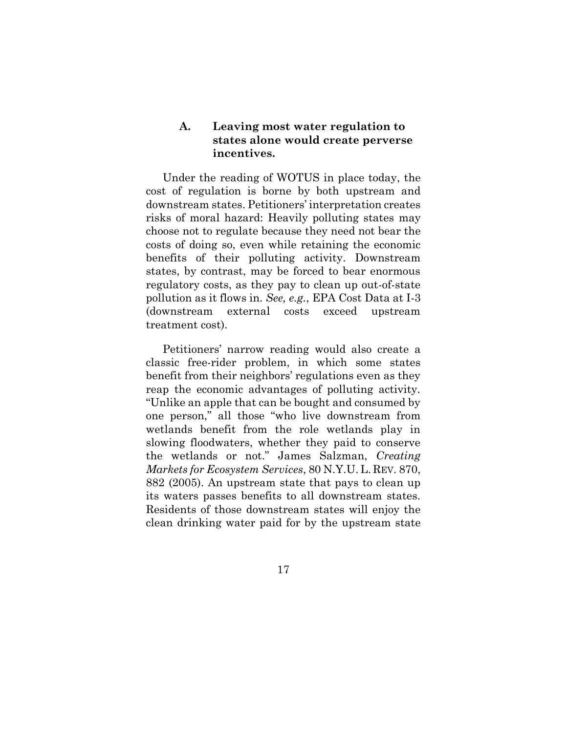### A. Leaving most water regulation to states alone would create perverse incentives.

Under the reading of WOTUS in place today, the cost of regulation is borne by both upstream and downstream states. Petitioners' interpretation creates risks of moral hazard: Heavily polluting states may choose not to regulate because they need not bear the costs of doing so, even while retaining the economic benefits of their polluting activity. Downstream states, by contrast, may be forced to bear enormous regulatory costs, as they pay to clean up out-of-state pollution as it flows in. *See, e.g.*, EPA Cost Data at I-3 (downstream external costs exceed upstream treatment cost).

Petitioners' narrow reading would also create a classic free-rider problem, in which some states benefit from their neighbors' regulations even as they reap the economic advantages of polluting activity. "Unlike an apple that can be bought and consumed by one person," all those "who live downstream from wetlands benefit from the role wetlands play in slowing floodwaters, whether they paid to conserve the wetlands or not." James Salzman, *Creating Markets for Ecosystem Services*, 80 N.Y.U. L. REV. 870, 882 (2005). An upstream state that pays to clean up its waters passes benefits to all downstream states. Residents of those downstream states will enjoy the clean drinking water paid for by the upstream state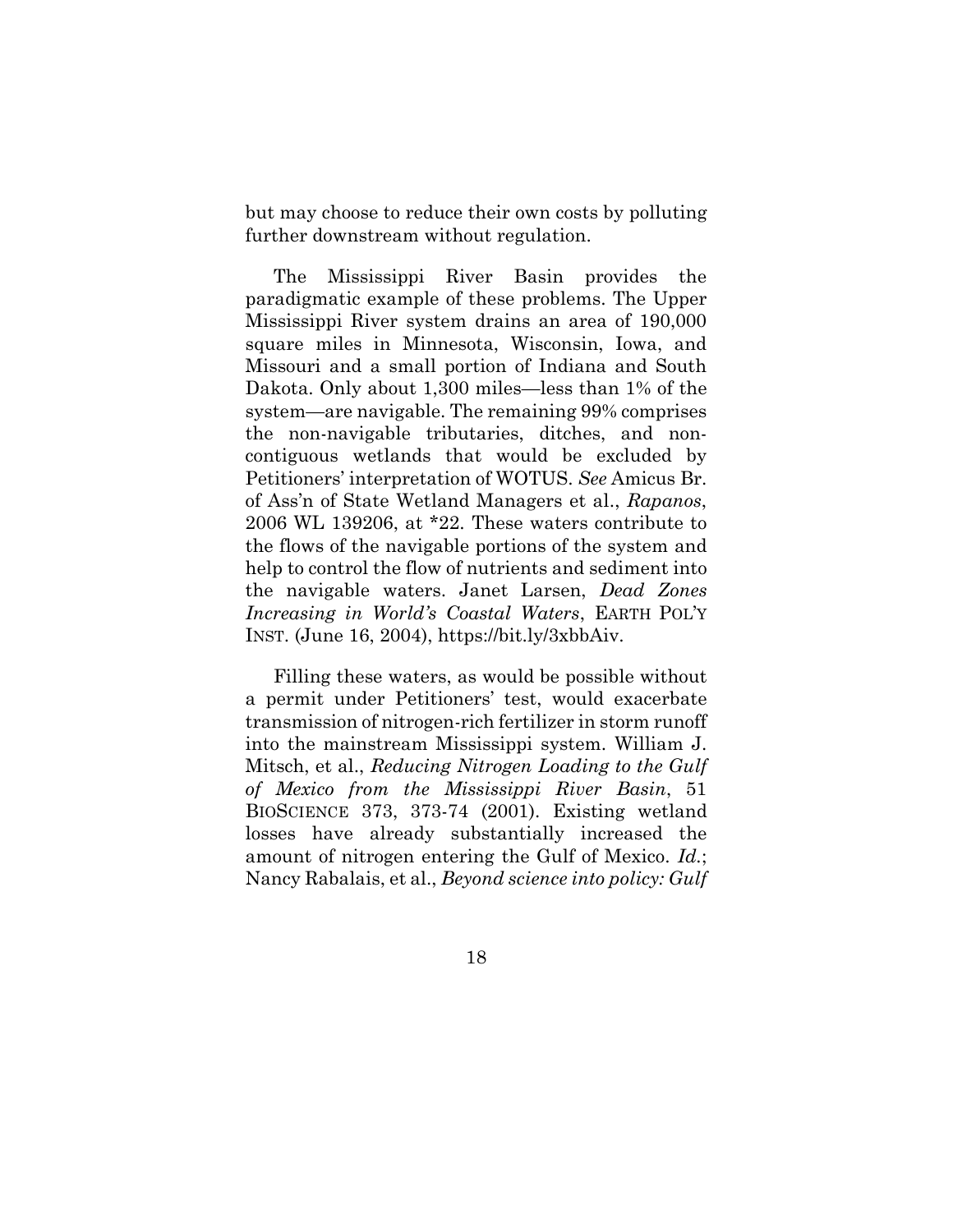but may choose to reduce their own costs by polluting further downstream without regulation.

The Mississippi River Basin provides the paradigmatic example of these problems. The Upper Mississippi River system drains an area of 190,000 square miles in Minnesota, Wisconsin, Iowa, and Missouri and a small portion of Indiana and South Dakota. Only about 1,300 miles—less than 1% of the system—are navigable. The remaining 99% comprises the non-navigable tributaries, ditches, and non-contiguous wetlands that would be excluded by Petitioners' interpretation of WOTUS. *See* Amicus Br. of Ass'n of State Wetland Managers et al., *Rapanos*, 2006 WL 139206, at *22. These waters contribute to the flows of the navigable portions of the system and help to control the flow of nutrients and sediment into the navigable waters. Janet Larsen, *Dead Zones Increasing in World's Coastal Waters*, EARTH POL'Y INST. (June 16, 2004), https://bit.ly/3xbbAiv.

Filling these waters, as would be possible without a permit under Petitioners' test, would exacerbate transmission of nitrogen-rich fertilizer in storm runoff into the mainstream Mississippi system. William J. Mitsch, et al., *Reducing Nitrogen Loading to the Gulf of Mexico from the Mississippi River Basin*, 51 BIOSCIENCE 373, 373-74 (2001). Existing wetland losses have already substantially increased the amount of nitrogen entering the Gulf of Mexico. *Id.*; Nancy Rabalais, et al., *Beyond science into policy: Gulf*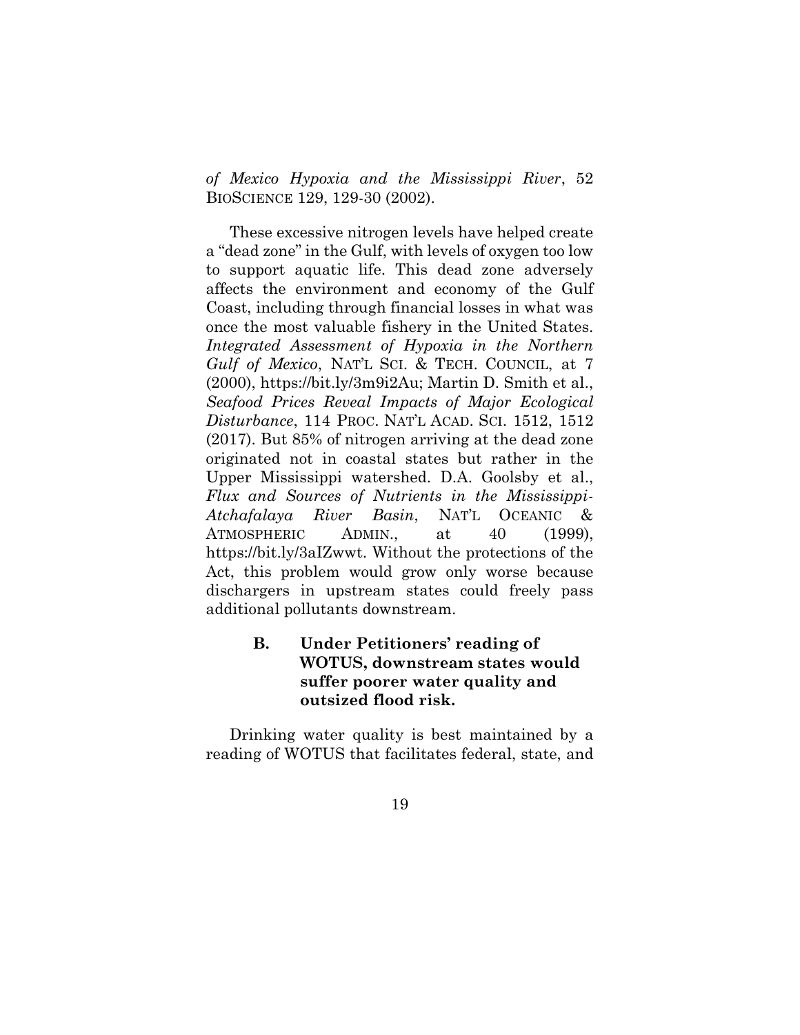*of Mexico Hypoxia and the Mississippi River*, 52 BIOSCIENCE 129, 129-30 (2002).

These excessive nitrogen levels have helped create a "dead zone" in the Gulf, with levels of oxygen too low to support aquatic life. This dead zone adversely affects the environment and economy of the Gulf Coast, including through financial losses in what was once the most valuable fishery in the United States. *Integrated Assessment of Hypoxia in the Northern Gulf of Mexico*, NAT'L SCI. & TECH. COUNCIL, at 7 (2000), https://bit.ly/3m9i2Au; Martin D. Smith et al., *Seafood Prices Reveal Impacts of Major Ecological Disturbance*, 114 PROC. NAT'L ACAD. SCI. 1512, 1512 (2017). But 85% of nitrogen arriving at the dead zone originated not in coastal states but rather in the Upper Mississippi watershed. D.A. Goolsby et al., *Flux and Sources of Nutrients in the Mississippi-Atchafalaya River Basin*, NAT'L OCEANIC & ATMOSPHERIC ADMIN., at 40 (1999), https://bit.ly/3aIZwwt. Without the protections of the Act, this problem would grow only worse because dischargers in upstream states could freely pass additional pollutants downstream.

### B. Under Petitioners' reading of WOTUS, downstream states would suffer poorer water quality and outsized flood risk.

Drinking water quality is best maintained by a reading of WOTUS that facilitates federal, state, and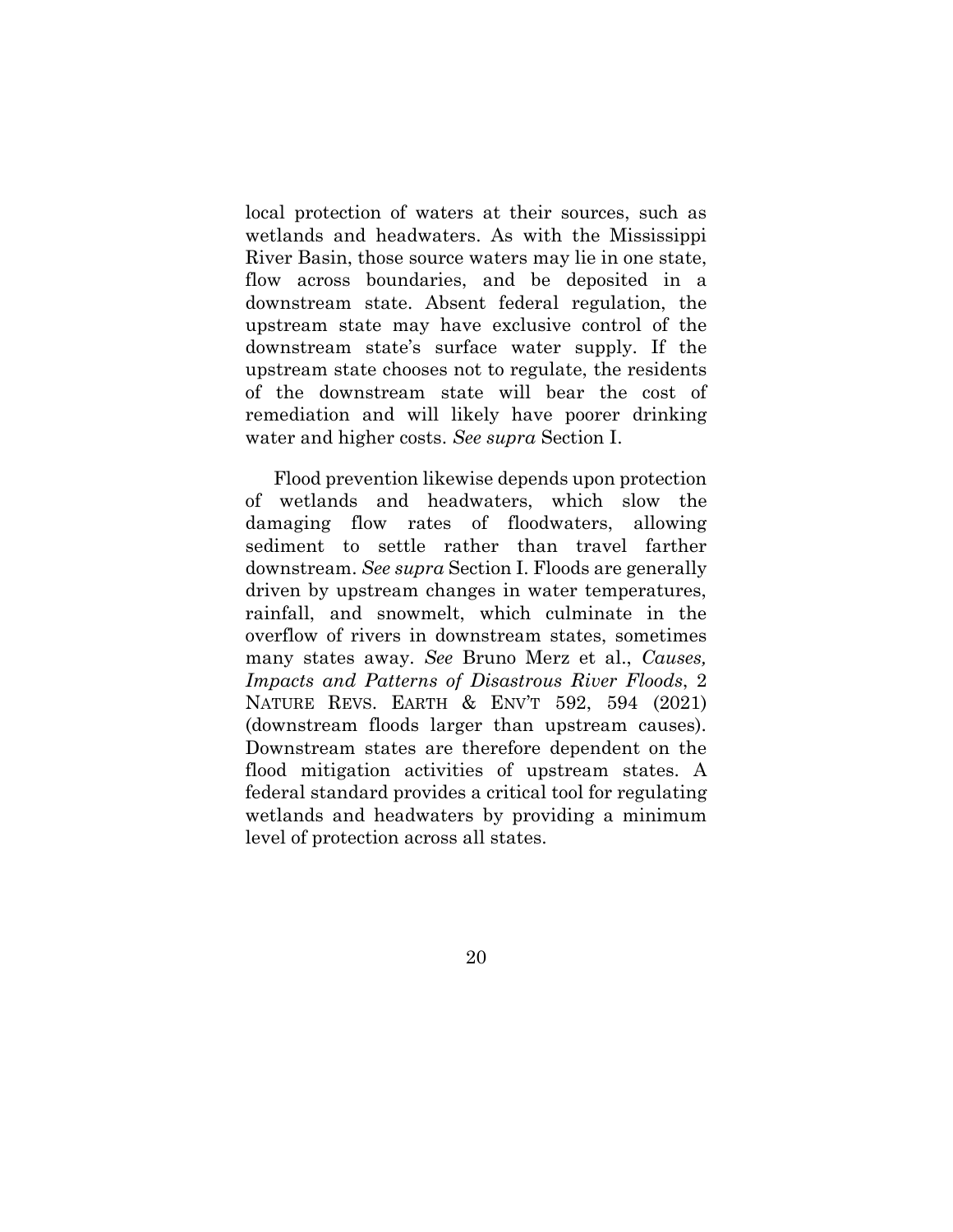local protection of waters at their sources, such as wetlands and headwaters. As with the Mississippi River Basin, those source waters may lie in one state, flow across boundaries, and be deposited in a downstream state. Absent federal regulation, the upstream state may have exclusive control of the downstream state's surface water supply. If the upstream state chooses not to regulate, the residents of the downstream state will bear the cost of remediation and will likely have poorer drinking water and higher costs. *See supra* Section I.

Flood prevention likewise depends upon protection of wetlands and headwaters, which slow the damaging flow rates of floodwaters, allowing sediment to settle rather than travel farther downstream. *See supra* Section I. Floods are generally driven by upstream changes in water temperatures, rainfall, and snowmelt, which culminate in the overflow of rivers in downstream states, sometimes many states away. *See* Bruno Merz et al., *Causes, Impacts and Patterns of Disastrous River Floods*, 2 NATURE REVS. EARTH & ENV'T 592, 594 (2021) (downstream floods larger than upstream causes). Downstream states are therefore dependent on the flood mitigation activities of upstream states. A federal standard provides a critical tool for regulating wetlands and headwaters by providing a minimum level of protection across all states.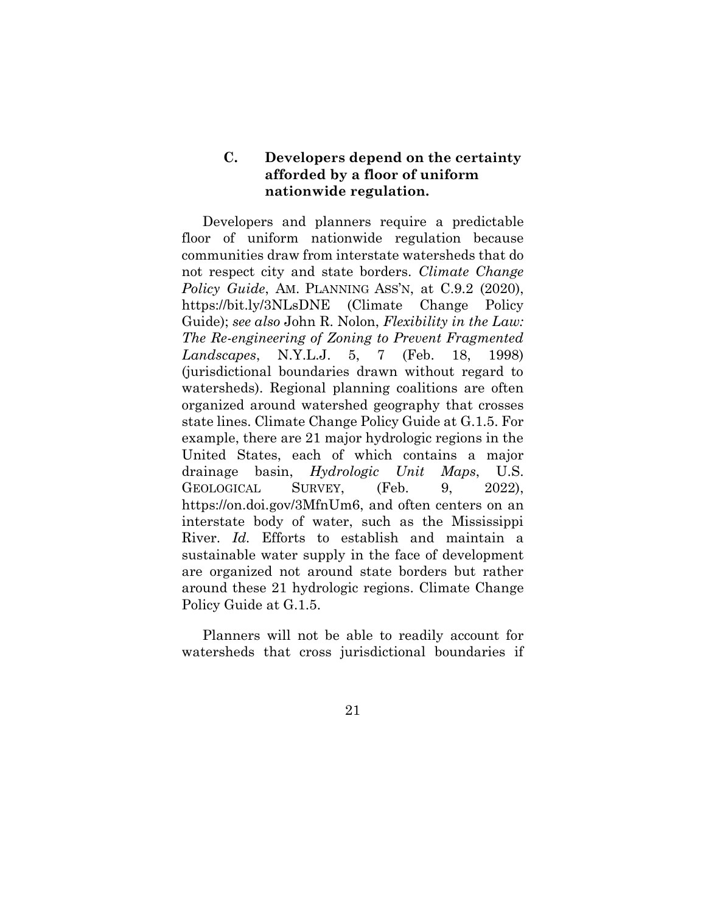### C. Developers depend on the certainty afforded by a floor of uniform nationwide regulation.

Developers and planners require a predictable floor of uniform nationwide regulation because communities draw from interstate watersheds that do not respect city and state borders. *Climate Change Policy Guide*, AM. PLANNING ASS'N, at C.9.2 (2020), https://bit.ly/3NLsDNE (Climate Change Policy Guide); *see also* John R. Nolon, *Flexibility in the Law: The Re-engineering of Zoning to Prevent Fragmented Landscapes*, N.Y.L.J. 5, 7 (Feb. 18, 1998) (jurisdictional boundaries drawn without regard to watersheds). Regional planning coalitions are often organized around watershed geography that crosses state lines. Climate Change Policy Guide at G.1.5. For example, there are 21 major hydrologic regions in the United States, each of which contains a major drainage basin, *Hydrologic Unit Maps*, U.S. GEOLOGICAL SURVEY, (Feb. 9, 2022), https://on.doi.gov/3MfnUm6, and often centers on an interstate body of water, such as the Mississippi River. *Id.* Efforts to establish and maintain a sustainable water supply in the face of development are organized not around state borders but rather around these 21 hydrologic regions. Climate Change Policy Guide at G.1.5.

Planners will not be able to readily account for watersheds that cross jurisdictional boundaries if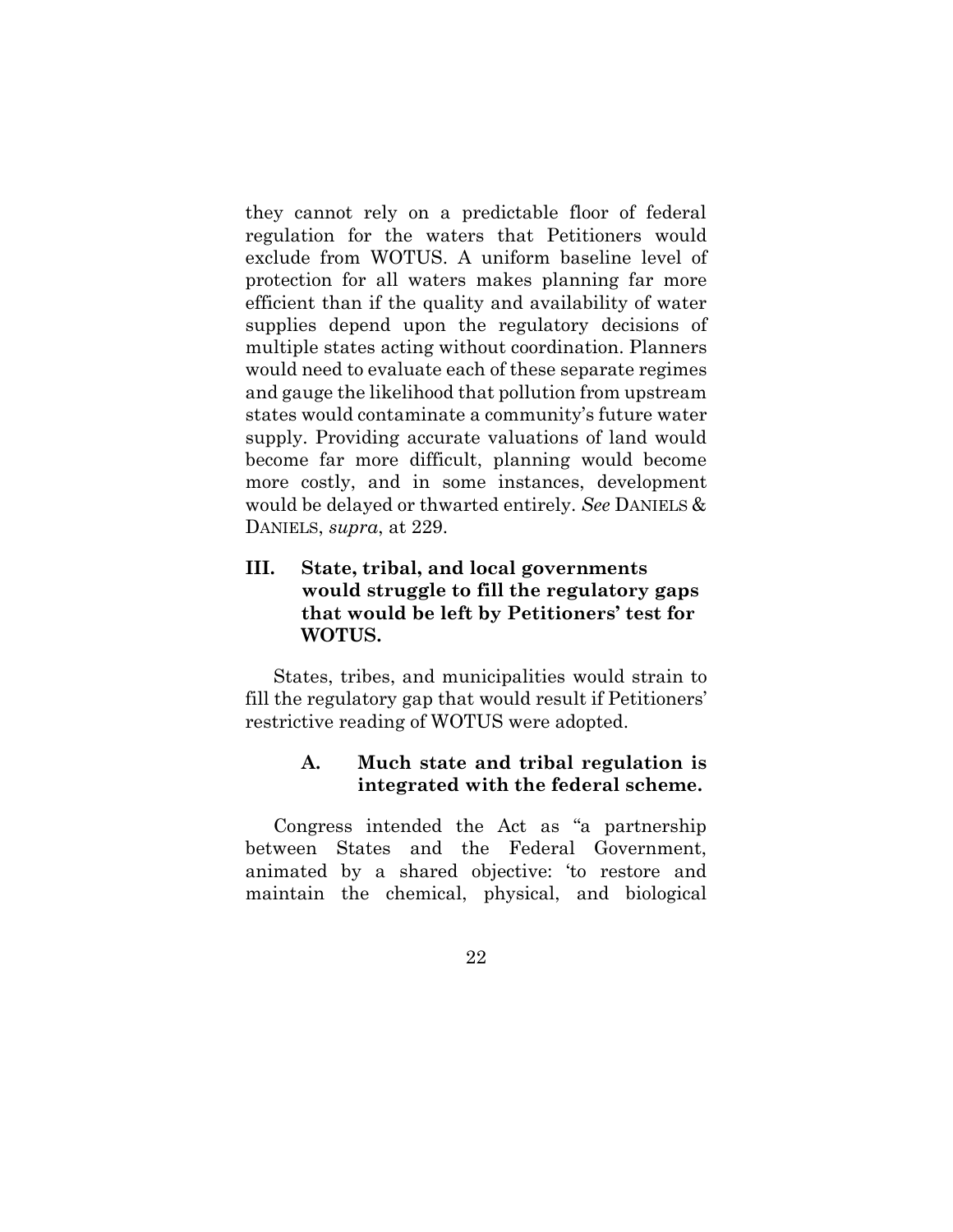they cannot rely on a predictable floor of federal regulation for the waters that Petitioners would exclude from WOTUS. A uniform baseline level of protection for all waters makes planning far more efficient than if the quality and availability of water supplies depend upon the regulatory decisions of multiple states acting without coordination. Planners would need to evaluate each of these separate regimes and gauge the likelihood that pollution from upstream states would contaminate a community's future water supply. Providing accurate valuations of land would become far more difficult, planning would become more costly, and in some instances, development would be delayed or thwarted entirely. *See* DANIELS & DANIELS, *supra*, at 229.

## III. State, tribal, and local governments would struggle to fill the regulatory gaps that would be left by Petitioners' test for WOTUS.

States, tribes, and municipalities would strain to fill the regulatory gap that would result if Petitioners' restrictive reading of WOTUS were adopted.

### A. Much state and tribal regulation is integrated with the federal scheme.

Congress intended the Act as "a partnership between States and the Federal Government, animated by a shared objective: 'to restore and maintain the chemical, physical, and biological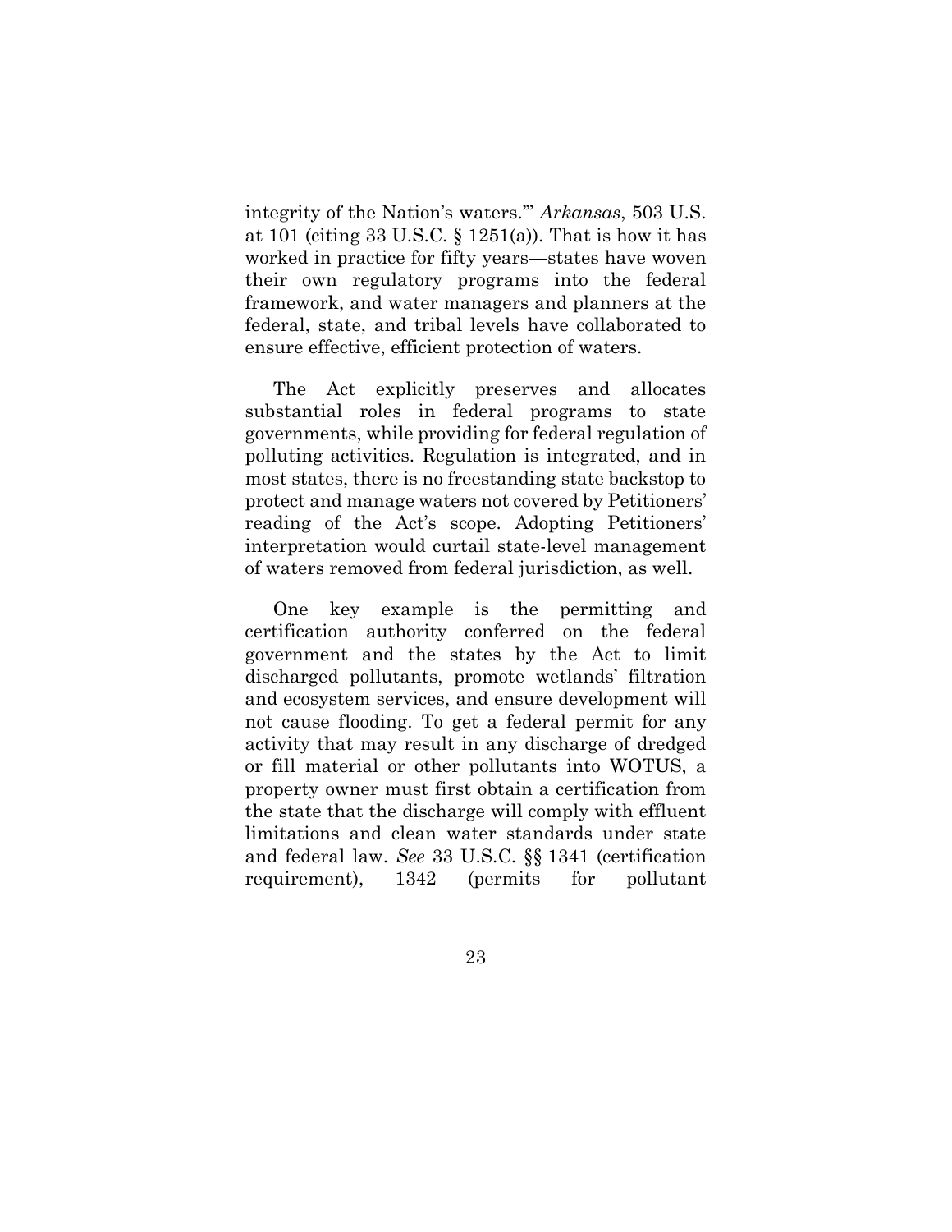integrity of the Nation's waters.'" *Arkansas*, 503 U.S. at 101 (citing 33 U.S.C. § 1251(a)). That is how it has worked in practice for fifty years—states have woven their own regulatory programs into the federal framework, and water managers and planners at the federal, state, and tribal levels have collaborated to ensure effective, efficient protection of waters.

The Act explicitly preserves and allocates substantial roles in federal programs to state governments, while providing for federal regulation of polluting activities. Regulation is integrated, and in most states, there is no freestanding state backstop to protect and manage waters not covered by Petitioners' reading of the Act's scope. Adopting Petitioners' interpretation would curtail state-level management of waters removed from federal jurisdiction, as well.

One key example is the permitting and certification authority conferred on the federal government and the states by the Act to limit discharged pollutants, promote wetlands' filtration and ecosystem services, and ensure development will not cause flooding. To get a federal permit for any activity that may result in any discharge of dredged or fill material or other pollutants into WOTUS, a property owner must first obtain a certification from the state that the discharge will comply with effluent limitations and clean water standards under state and federal law. *See* 33 U.S.C. §§ 1341 (certification requirement), 1342 (permits for pollutant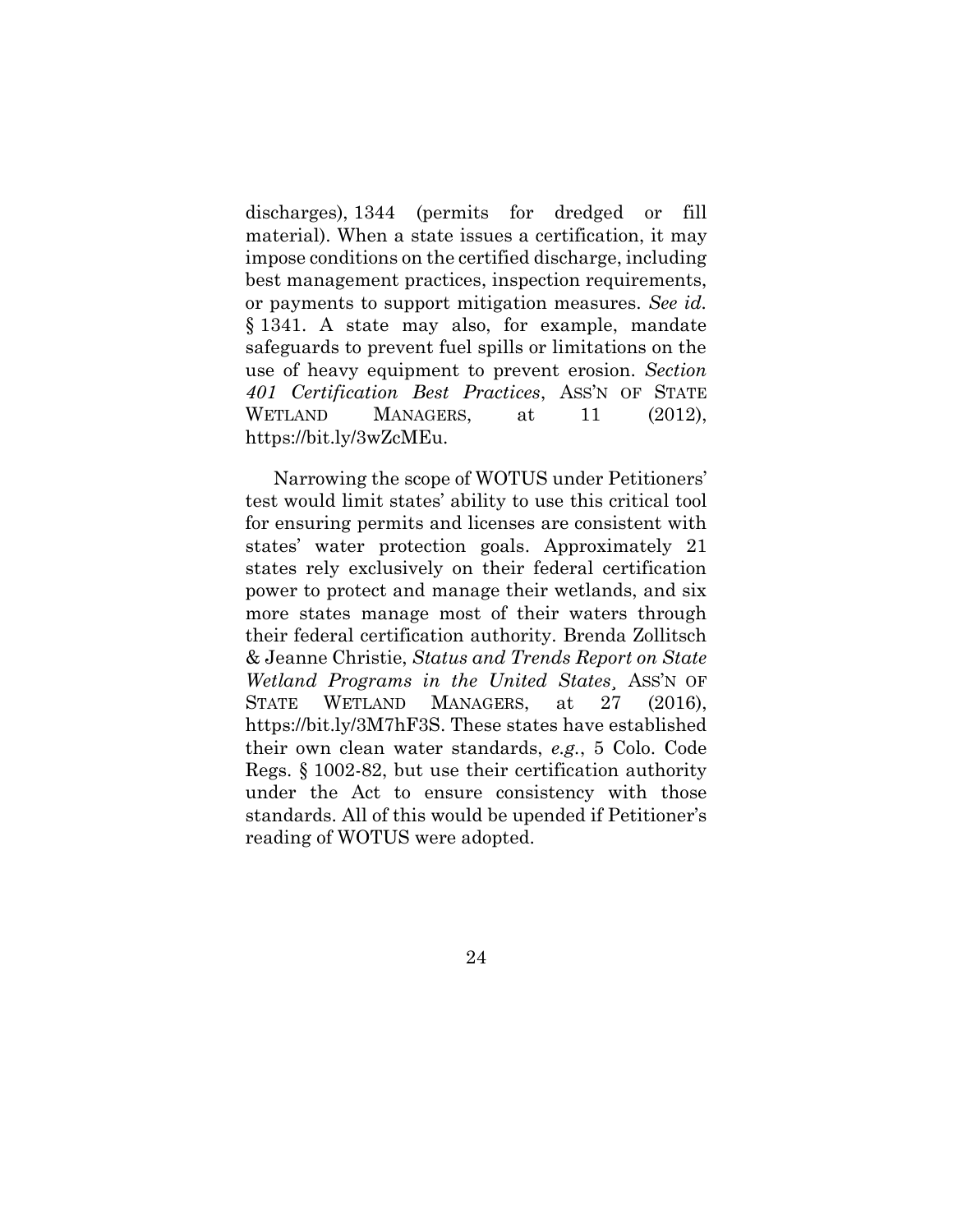discharges), 1344 (permits for dredged or fill material). When a state issues a certification, it may impose conditions on the certified discharge, including best management practices, inspection requirements, or payments to support mitigation measures. *See id.* § 1341. A state may also, for example, mandate safeguards to prevent fuel spills or limitations on the use of heavy equipment to prevent erosion. *Section 401 Certification Best Practices*, ASS'N OF STATE WETLAND MANAGERS, at 11 (2012), https://bit.ly/3wZcMEu.

Narrowing the scope of WOTUS under Petitioners' test would limit states' ability to use this critical tool for ensuring permits and licenses are consistent with states' water protection goals. Approximately 21 states rely exclusively on their federal certification power to protect and manage their wetlands, and six more states manage most of their waters through their federal certification authority. Brenda Zollitsch & Jeanne Christie, *Status and Trends Report on State Wetland Programs in the United States*, ASS'N OF STATE WETLAND MANAGERS, at 27 (2016), https://bit.ly/3M7hF3S. These states have established their own clean water standards, *e.g.*, 5 Colo. Code Regs. § 1002-82, but use their certification authority under the Act to ensure consistency with those standards. All of this would be upended if Petitioner's reading of WOTUS were adopted.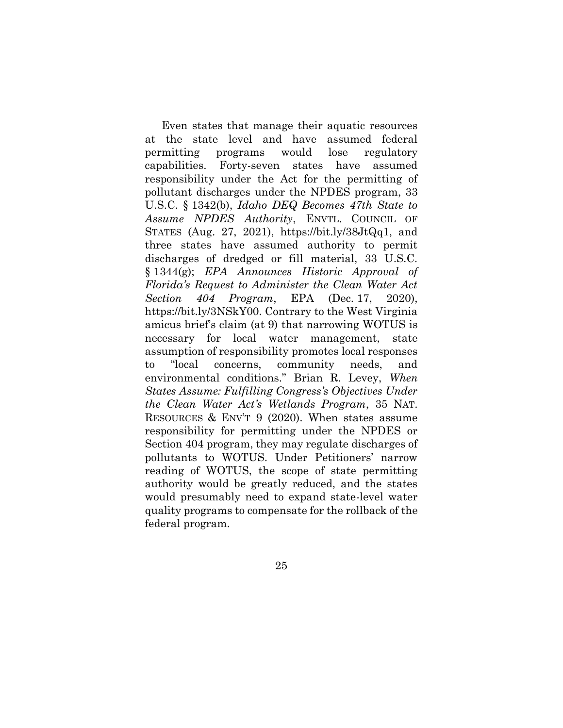Even states that manage their aquatic resources at the state level and have assumed federal permitting programs would lose regulatory capabilities. Forty-seven states have assumed responsibility under the Act for the permitting of pollutant discharges under the NPDES program, 33 U.S.C. § 1342(b), *Idaho DEQ Becomes 47th State to Assume NPDES Authority*, ENVTL. COUNCIL OF STATES (Aug. 27, 2021), https://bit.ly/38JtQq1, and three states have assumed authority to permit discharges of dredged or fill material, 33 U.S.C. § 1344(g); *EPA Announces Historic Approval of Florida's Request to Administer the Clean Water Act Section 404 Program*, EPA (Dec. 17, 2020), https://bit.ly/3NSkY00. Contrary to the West Virginia amicus brief's claim (at 9) that narrowing WOTUS is necessary for local water management, state assumption of responsibility promotes local responses to "local concerns, community needs, and environmental conditions." Brian R. Levey, *When States Assume: Fulfilling Congress's Objectives Under the Clean Water Act's Wetlands Program*, 35 NAT. RESOURCES & ENV'T 9 (2020). When states assume responsibility for permitting under the NPDES or Section 404 program, they may regulate discharges of pollutants to WOTUS. Under Petitioners' narrow reading of WOTUS, the scope of state permitting authority would be greatly reduced, and the states would presumably need to expand state-level water quality programs to compensate for the rollback of the federal program.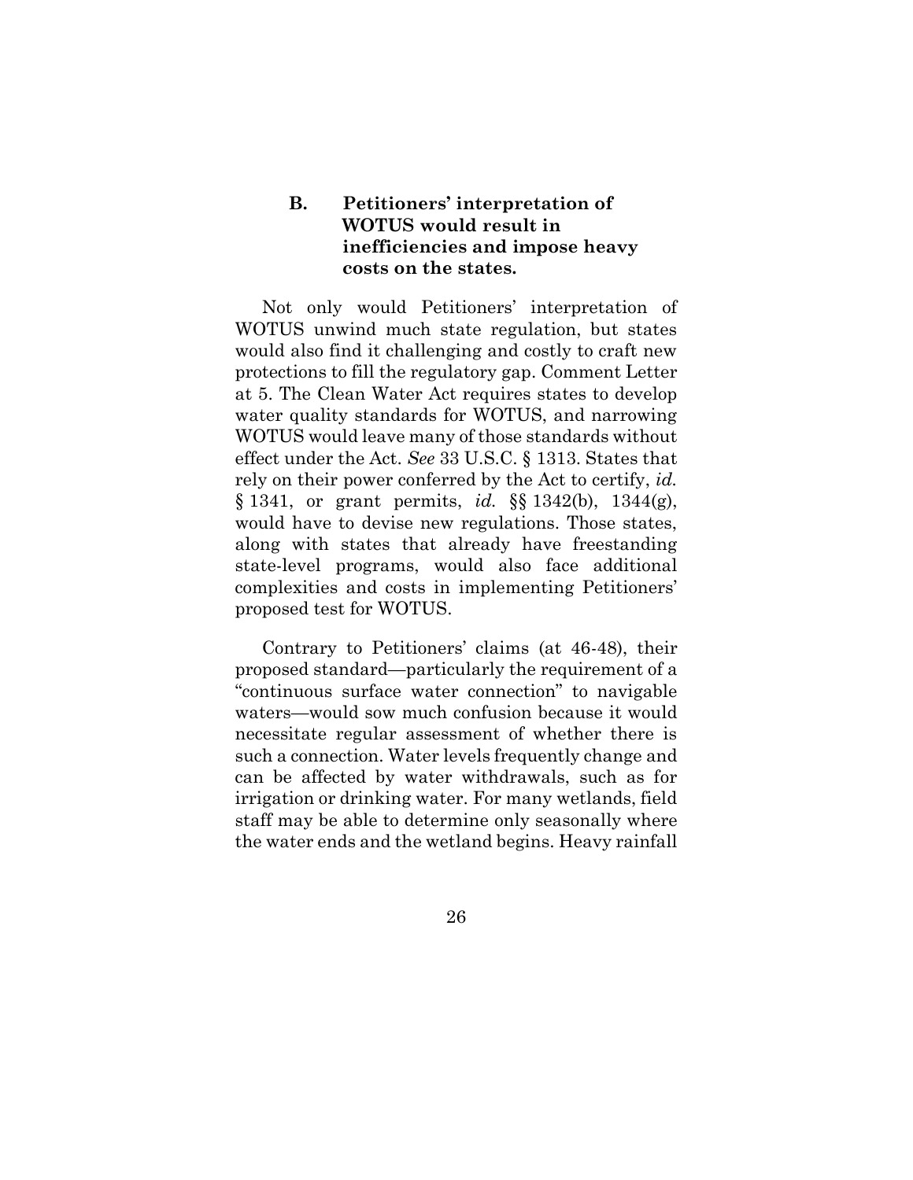### B. Petitioners' interpretation of WOTUS would result in inefficiencies and impose heavy costs on the states.

Not only would Petitioners' interpretation of WOTUS unwind much state regulation, but states would also find it challenging and costly to craft new protections to fill the regulatory gap. Comment Letter at 5. The Clean Water Act requires states to develop water quality standards for WOTUS, and narrowing WOTUS would leave many of those standards without effect under the Act. *See* 33 U.S.C. § 1313. States that rely on their power conferred by the Act to certify, *id.* § 1341, or grant permits, *id.* §§ 1342(b), 1344(g), would have to devise new regulations. Those states, along with states that already have freestanding state-level programs, would also face additional complexities and costs in implementing Petitioners' proposed test for WOTUS.

Contrary to Petitioners' claims (at 46-48), their proposed standard—particularly the requirement of a "continuous surface water connection" to navigable waters—would sow much confusion because it would necessitate regular assessment of whether there is such a connection. Water levels frequently change and can be affected by water withdrawals, such as for irrigation or drinking water. For many wetlands, field staff may be able to determine only seasonally where the water ends and the wetland begins. Heavy rainfall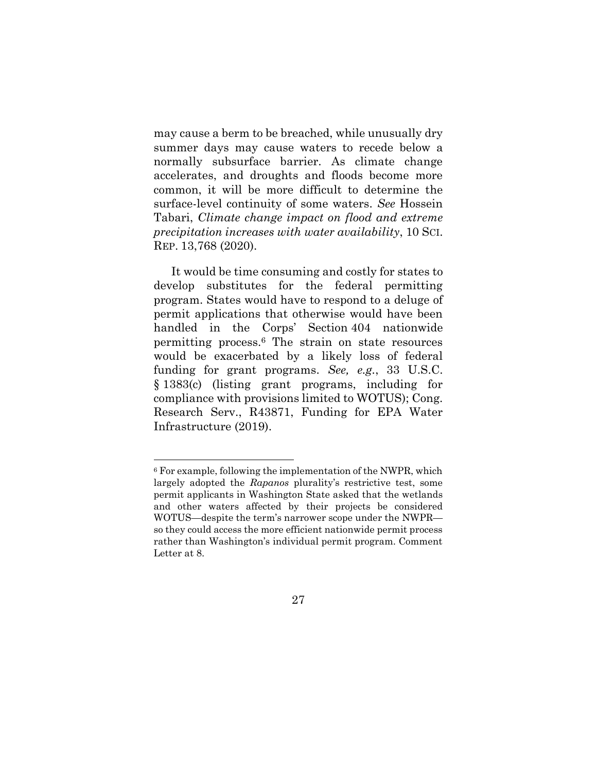may cause a berm to be breached, while unusually dry summer days may cause waters to recede below a normally subsurface barrier. As climate change accelerates, and droughts and floods become more common, it will be more difficult to determine the surface-level continuity of some waters. *See* Hossein Tabari, *Climate change impact on flood and extreme precipitation increases with water availability*, 10 SCI. REP. 13,768 (2020).

It would be time consuming and costly for states to develop substitutes for the federal permitting program. States would have to respond to a deluge of permit applications that otherwise would have been handled in the Corps' Section 404 nationwide permitting process.[6] The strain on state resources would be exacerbated by a likely loss of federal funding for grant programs. *See, e.g.*, 33 U.S.C. § 1383(c) (listing grant programs, including for compliance with provisions limited to WOTUS); Cong. Research Serv., R43871, Funding for EPA Water Infrastructure (2019).

---

[6] For example, following the implementation of the NWPR, which largely adopted the *Rapanos* plurality's restrictive test, some permit applicants in Washington State asked that the wetlands and other waters affected by their projects be considered WOTUS—despite the term's narrower scope under the NWPR—so they could access the more efficient nationwide permit process rather than Washington's individual permit program. Comment Letter at 8.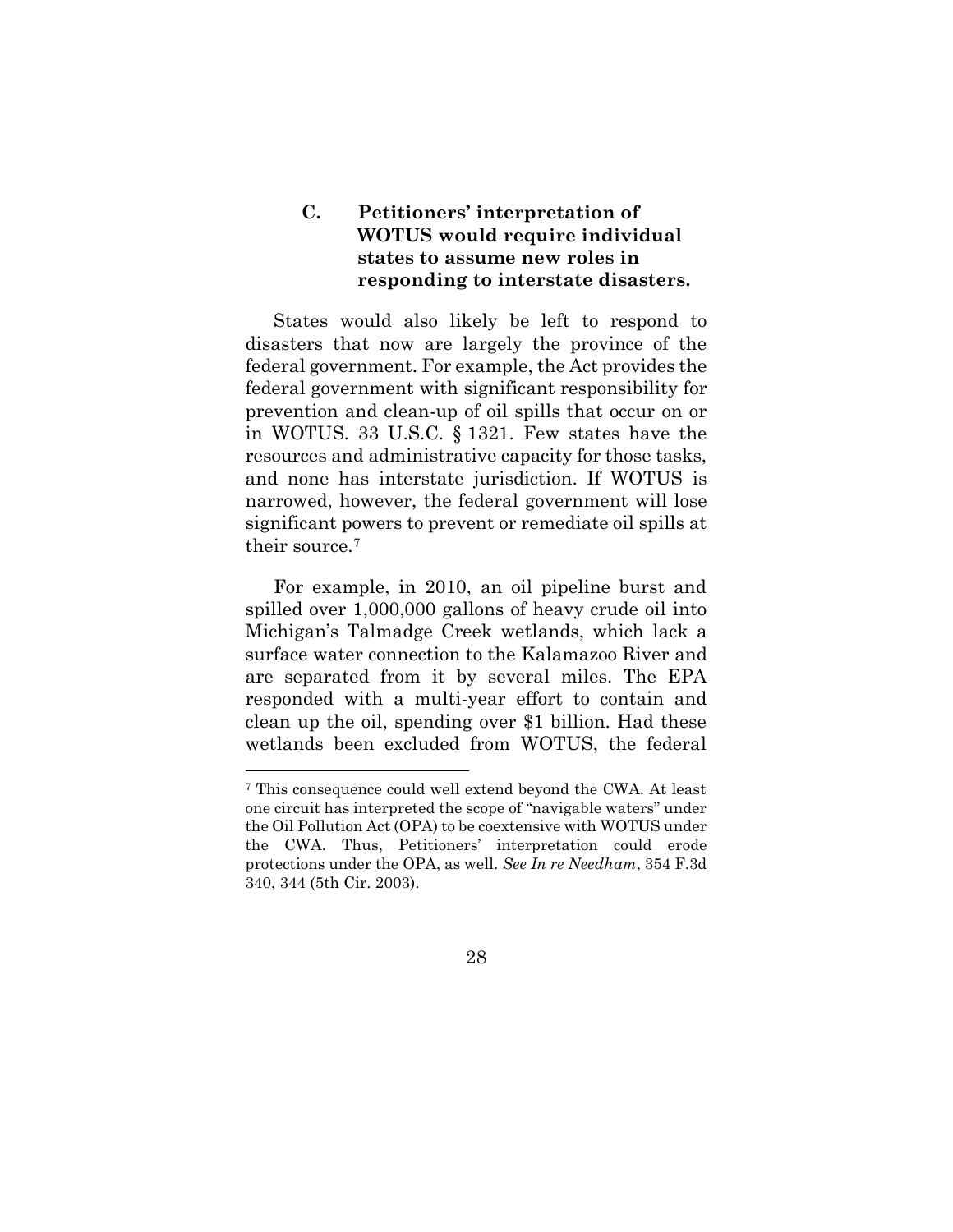### C. Petitioners' interpretation of WOTUS would require individual states to assume new roles in responding to interstate disasters.

States would also likely be left to respond to disasters that now are largely the province of the federal government. For example, the Act provides the federal government with significant responsibility for prevention and clean-up of oil spills that occur on or in WOTUS. 33 U.S.C. § 1321. Few states have the resources and administrative capacity for those tasks, and none has interstate jurisdiction. If WOTUS is narrowed, however, the federal government will lose significant powers to prevent or remediate oil spills at their source.[7]

For example, in 2010, an oil pipeline burst and spilled over 1,000,000 gallons of heavy crude oil into Michigan's Talmadge Creek wetlands, which lack a surface water connection to the Kalamazoo River and are separated from it by several miles. The EPA responded with a multi-year effort to contain and clean up the oil, spending over $1 billion. Had these wetlands been excluded from WOTUS, the federal

---

[7] This consequence could well extend beyond the CWA. At least one circuit has interpreted the scope of "navigable waters" under the Oil Pollution Act (OPA) to be coextensive with WOTUS under the CWA. Thus, Petitioners' interpretation could erode protections under the OPA, as well. *See In re Needham*, 354 F.3d 340, 344 (5th Cir. 2003).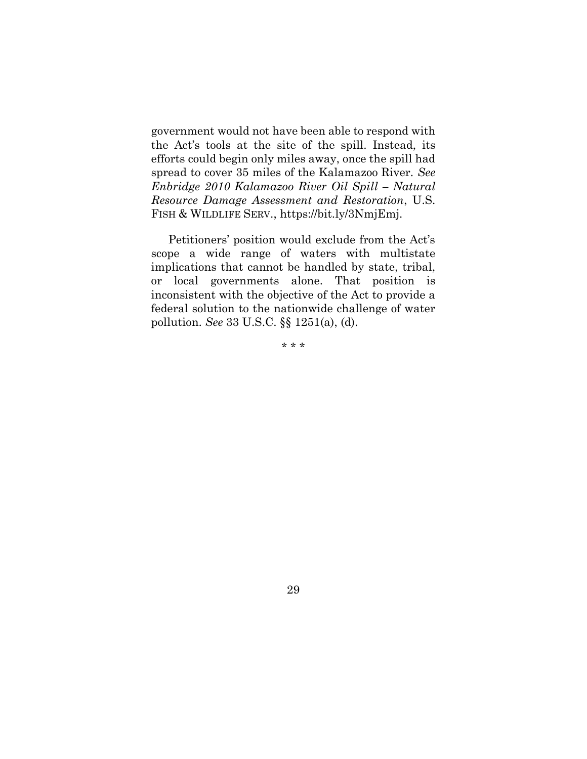government would not have been able to respond with the Act's tools at the site of the spill. Instead, its efforts could begin only miles away, once the spill had spread to cover 35 miles of the Kalamazoo River. *See Enbridge 2010 Kalamazoo River Oil Spill – Natural Resource Damage Assessment and Restoration*, U.S. FISH & WILDLIFE SERV., https://bit.ly/3NmjEmj.

Petitioners' position would exclude from the Act's scope a wide range of waters with multistate implications that cannot be handled by state, tribal, or local governments alone. That position is inconsistent with the objective of the Act to provide a federal solution to the nationwide challenge of water pollution. *See* 33 U.S.C. §§ 1251(a), (d).

\* \* \*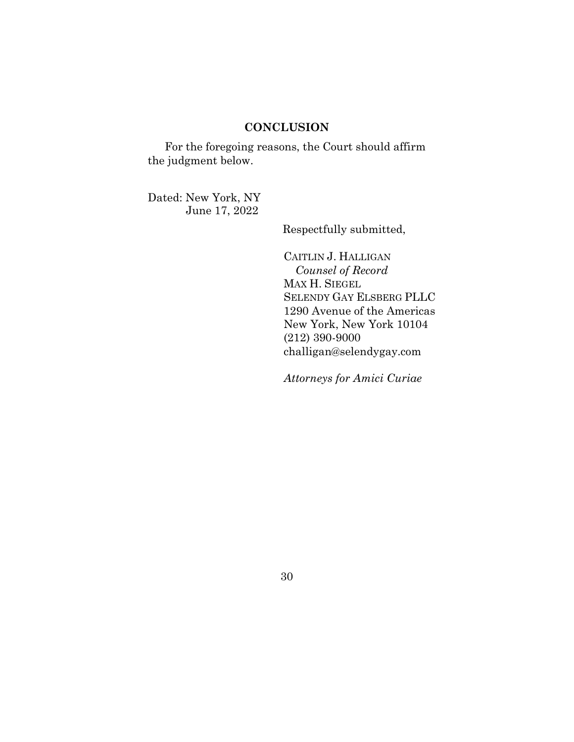## CONCLUSION

For the foregoing reasons, the Court should affirm the judgment below.

Dated: New York, NY
June 17, 2022

Respectfully submitted,

CAITLIN J. HALLIGAN
*Counsel of Record*
MAX H. SIEGEL
SELENDY GAY ELSBERG PLLC
1290 Avenue of the Americas
New York, New York 10104
(212) 390-9000
challigan@selendygay.com

*Attorneys for Amici Curiae*